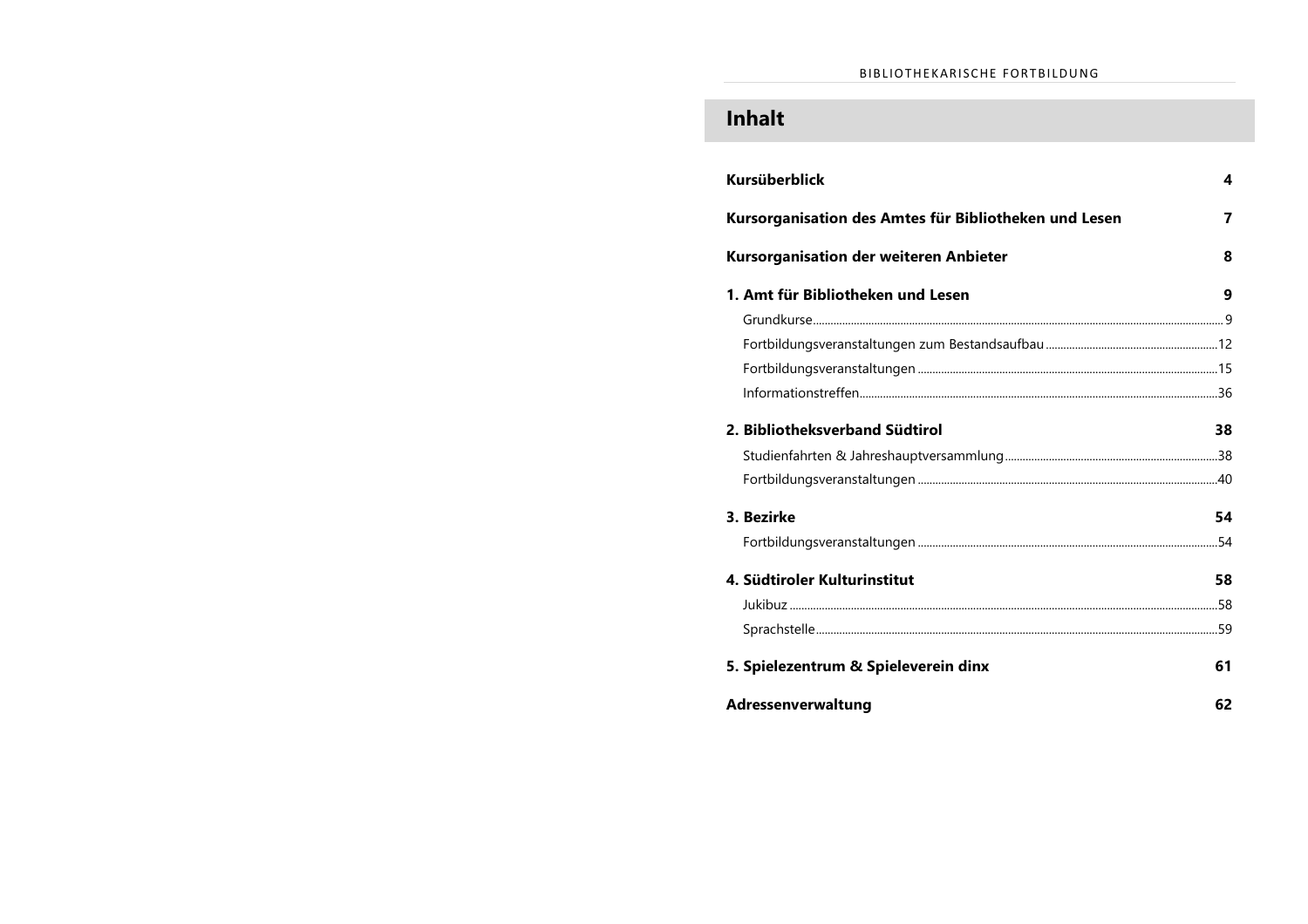# Inhalt

**Kursüberblick** 4

**Kursorganisation des Amtes für Bibliotheken und Lesen** 7

**Kursorganisation der weiteren Anbieter** 8

**1. Amt für Bibliotheken und Lesen** 9

- Grundkurse 9
- Fortbildungsveranstaltungen zum Bestandsaufbau 12
- Fortbildungsveranstaltungen 15
- Informationstreffen 36

**2. Bibliotheksverband Südtirol** 38

- Studienfahrten & Jahreshauptversammlung 38
- Fortbildungsveranstaltungen 40

**3. Bezirke** 54

- Fortbildungsveranstaltungen 54

**4. Südtiroler Kulturinstitut** 58

- Jukibuz 58
- Sprachstelle 59

**5. Spielezentrum & Spieleverein dinx** 61

**Adressenverwaltung** 62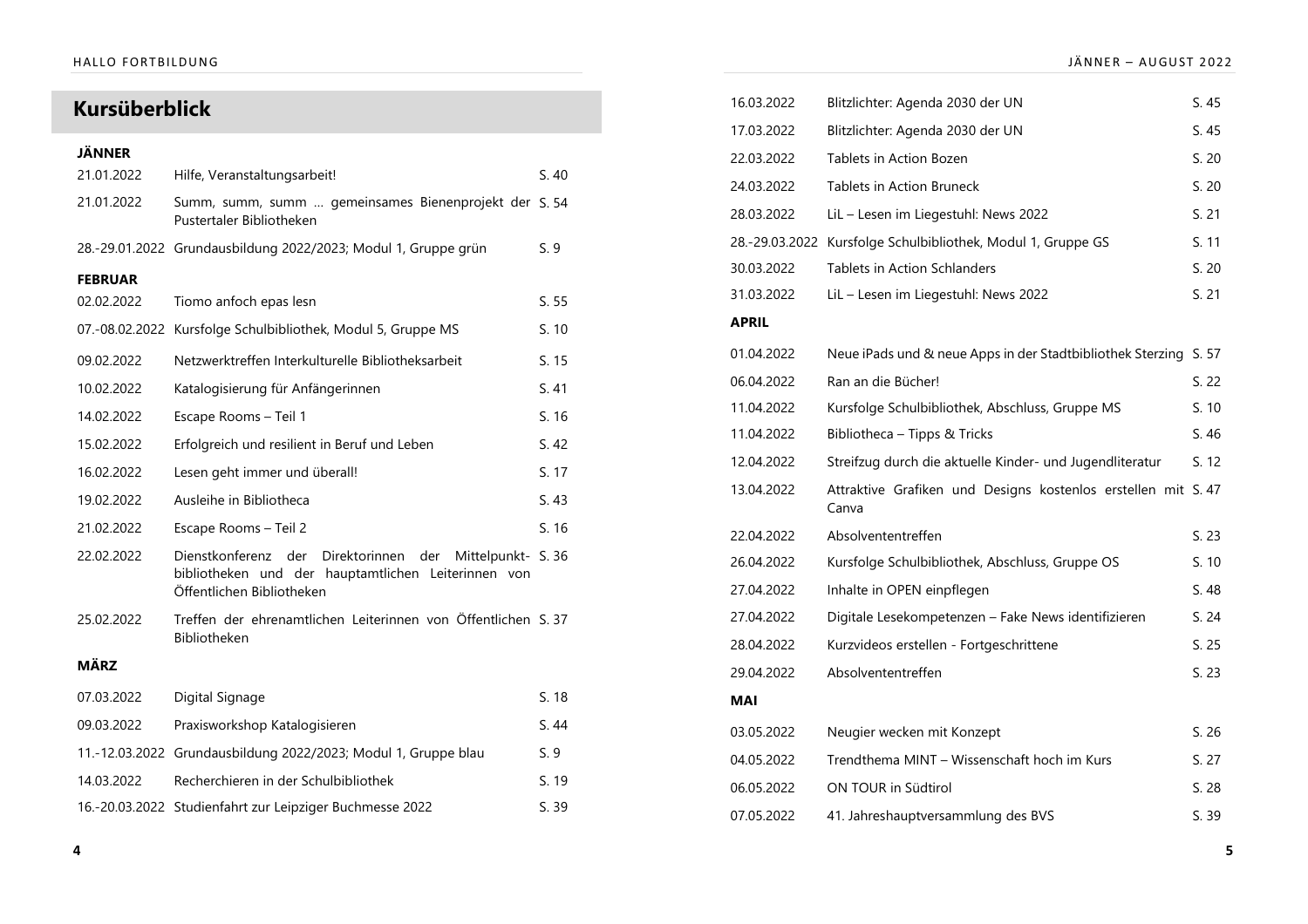## Kursüberblick

### JÄNNER

| | | |
|---|---|---|
| 21.01.2022 | Hilfe, Veranstaltungsarbeit! | S. 40 |
| 21.01.2022 | Summ, summ, summ … gemeinsames Bienenprojekt der Pustertaler Bibliotheken | S. 54 |
| 28.-29.01.2022 | Grundausbildung 2022/2023; Modul 1, Gruppe grün | S. 9 |

### FEBRUAR

| | | |
|---|---|---|
| 02.02.2022 | Tiomo anfoch epas lesn | S. 55 |
| 07.-08.02.2022 | Kursfolge Schulbibliothek, Modul 5, Gruppe MS | S. 10 |
| 09.02.2022 | Netzwerktreffen Interkulturelle Bibliotheksarbeit | S. 15 |
| 10.02.2022 | Katalogisierung für Anfängerinnen | S. 41 |
| 14.02.2022 | Escape Rooms – Teil 1 | S. 16 |
| 15.02.2022 | Erfolgreich und resilient in Beruf und Leben | S. 42 |
| 16.02.2022 | Lesen geht immer und überall! | S. 17 |
| 19.02.2022 | Ausleihe in Bibliotheca | S. 43 |
| 21.02.2022 | Escape Rooms – Teil 2 | S. 16 |
| 22.02.2022 | Dienstkonferenz der Direktorinnen der Mittelpunkt-bibliotheken und der hauptamtlichen Leiterinnen von Öffentlichen Bibliotheken | S. 36 |
| 25.02.2022 | Treffen der ehrenamtlichen Leiterinnen von Öffentlichen Bibliotheken | S. 37 |

### MÄRZ

| | | |
|---|---|---|
| 07.03.2022 | Digital Signage | S. 18 |
| 09.03.2022 | Praxisworkshop Katalogisieren | S. 44 |
| 11.-12.03.2022 | Grundausbildung 2022/2023; Modul 1, Gruppe blau | S. 9 |
| 14.03.2022 | Recherchieren in der Schulbibliothek | S. 19 |
| 16.-20.03.2022 | Studienfahrt zur Leipziger Buchmesse 2022 | S. 39 |
| 16.03.2022 | Blitzlichter: Agenda 2030 der UN | S. 45 |
| 17.03.2022 | Blitzlichter: Agenda 2030 der UN | S. 45 |
| 22.03.2022 | Tablets in Action Bozen | S. 20 |
| 24.03.2022 | Tablets in Action Bruneck | S. 20 |
| 28.03.2022 | LiL – Lesen im Liegestuhl: News 2022 | S. 21 |
| 28.-29.03.2022 | Kursfolge Schulbibliothek, Modul 1, Gruppe GS | S. 11 |
| 30.03.2022 | Tablets in Action Schlanders | S. 20 |
| 31.03.2022 | LiL – Lesen im Liegestuhl: News 2022 | S. 21 |

### APRIL

| | | |
|---|---|---|
| 01.04.2022 | Neue iPads und & neue Apps in der Stadtbibliothek Sterzing | S. 57 |
| 06.04.2022 | Ran an die Bücher! | S. 22 |
| 11.04.2022 | Kursfolge Schulbibliothek, Abschluss, Gruppe MS | S. 10 |
| 11.04.2022 | Bibliotheca – Tipps & Tricks | S. 46 |
| 12.04.2022 | Streifzug durch die aktuelle Kinder- und Jugendliteratur | S. 12 |
| 13.04.2022 | Attraktive Grafiken und Designs kostenlos erstellen mit Canva | S. 47 |
| 22.04.2022 | Absolvententreffen | S. 23 |
| 26.04.2022 | Kursfolge Schulbibliothek, Abschluss, Gruppe OS | S. 10 |
| 27.04.2022 | Inhalte in OPEN einpflegen | S. 48 |
| 27.04.2022 | Digitale Lesekompetenzen – Fake News identifizieren | S. 24 |
| 28.04.2022 | Kurzvideos erstellen - Fortgeschrittene | S. 25 |
| 29.04.2022 | Absolvententreffen | S. 23 |

### MAI

| | | |
|---|---|---|
| 03.05.2022 | Neugier wecken mit Konzept | S. 26 |
| 04.05.2022 | Trendthema MINT – Wissenschaft hoch im Kurs | S. 27 |
| 06.05.2022 | ON TOUR in Südtirol | S. 28 |
| 07.05.2022 | 41. Jahreshauptversammlung des BVS | S. 39 |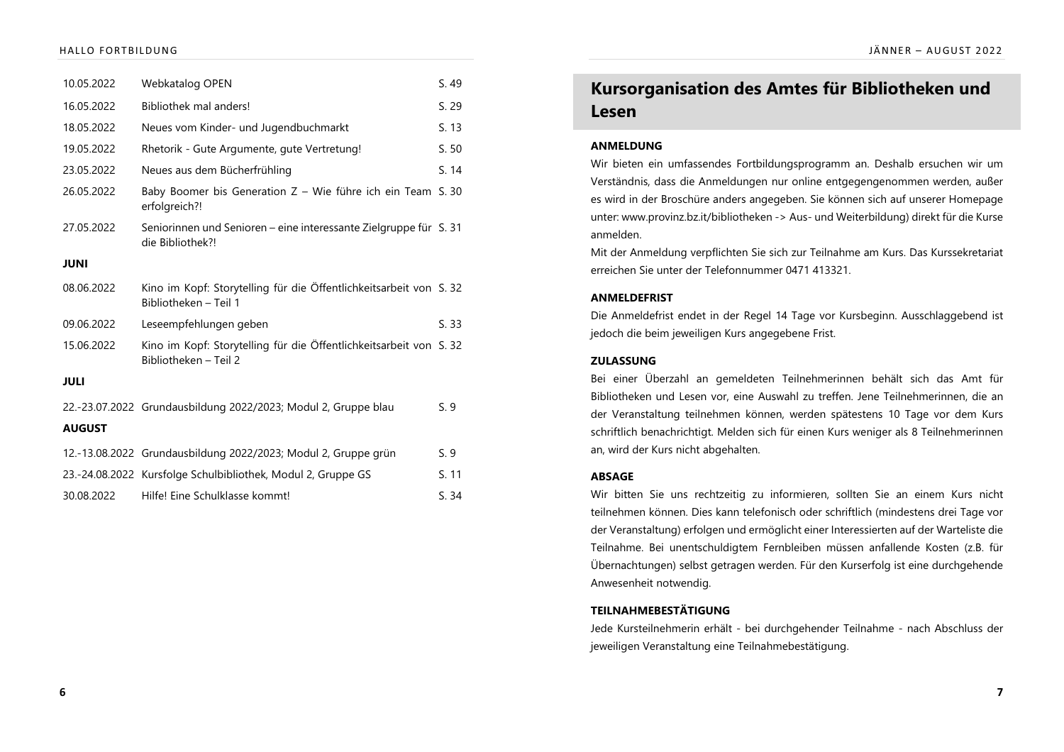| | | |
|---|---|---|
| 10.05.2022 | Webkatalog OPEN | S. 49 |
| 16.05.2022 | Bibliothek mal anders! | S. 29 |
| 18.05.2022 | Neues vom Kinder- und Jugendbuchmarkt | S. 13 |
| 19.05.2022 | Rhetorik - Gute Argumente, gute Vertretung! | S. 50 |
| 23.05.2022 | Neues aus dem Bücherfrühling | S. 14 |
| 26.05.2022 | Baby Boomer bis Generation Z – Wie führe ich ein Team erfolgreich?! | S. 30 |
| 27.05.2022 | Seniorinnen und Senioren – eine interessante Zielgruppe für die Bibliothek?! | S. 31 |
| **JUNI** | | |
| 08.06.2022 | Kino im Kopf: Storytelling für die Öffentlichkeitsarbeit von Bibliotheken – Teil 1 | S. 32 |
| 09.06.2022 | Leseempfehlungen geben | S. 33 |
| 15.06.2022 | Kino im Kopf: Storytelling für die Öffentlichkeitsarbeit von Bibliotheken – Teil 2 | S. 32 |
| **JULI** | | |
| 22.-23.07.2022 | Grundausbildung 2022/2023; Modul 2, Gruppe blau | S. 9 |
| **AUGUST** | | |
| 12.-13.08.2022 | Grundausbildung 2022/2023; Modul 2, Gruppe grün | S. 9 |
| 23.-24.08.2022 | Kursfolge Schulbibliothek, Modul 2, Gruppe GS | S. 11 |
| 30.08.2022 | Hilfe! Eine Schulklasse kommt! | S. 34 |

## Kursorganisation des Amtes für Bibliotheken und Lesen

**ANMELDUNG**

Wir bieten ein umfassendes Fortbildungsprogramm an. Deshalb ersuchen wir um Verständnis, dass die Anmeldungen nur online entgegengenommen werden, außer es wird in der Broschüre anders angegeben. Sie können sich auf unserer Homepage unter: www.provinz.bz.it/bibliotheken -> Aus- und Weiterbildung) direkt für die Kurse anmelden.

Mit der Anmeldung verpflichten Sie sich zur Teilnahme am Kurs. Das Kurssekretariat erreichen Sie unter der Telefonnummer 0471 413321.

**ANMELDEFRIST**

Die Anmeldefrist endet in der Regel 14 Tage vor Kursbeginn. Ausschlaggebend ist jedoch die beim jeweiligen Kurs angegebene Frist.

**ZULASSUNG**

Bei einer Überzahl an gemeldeten Teilnehmerinnen behält sich das Amt für Bibliotheken und Lesen vor, eine Auswahl zu treffen. Jene Teilnehmerinnen, die an der Veranstaltung teilnehmen können, werden spätestens 10 Tage vor dem Kurs schriftlich benachrichtigt. Melden sich für einen Kurs weniger als 8 Teilnehmerinnen an, wird der Kurs nicht abgehalten.

**ABSAGE**

Wir bitten Sie uns rechtzeitig zu informieren, sollten Sie an einem Kurs nicht teilnehmen können. Dies kann telefonisch oder schriftlich (mindestens drei Tage vor der Veranstaltung) erfolgen und ermöglicht einer Interessierten auf der Warteliste die Teilnahme. Bei unentschuldigtem Fernbleiben müssen anfallende Kosten (z.B. für Übernachtungen) selbst getragen werden. Für den Kurserfolg ist eine durchgehende Anwesenheit notwendig.

**TEILNAHMEBESTÄTIGUNG**

Jede Kursteilnehmerin erhält - bei durchgehender Teilnahme - nach Abschluss der jeweiligen Veranstaltung eine Teilnahmebestätigung.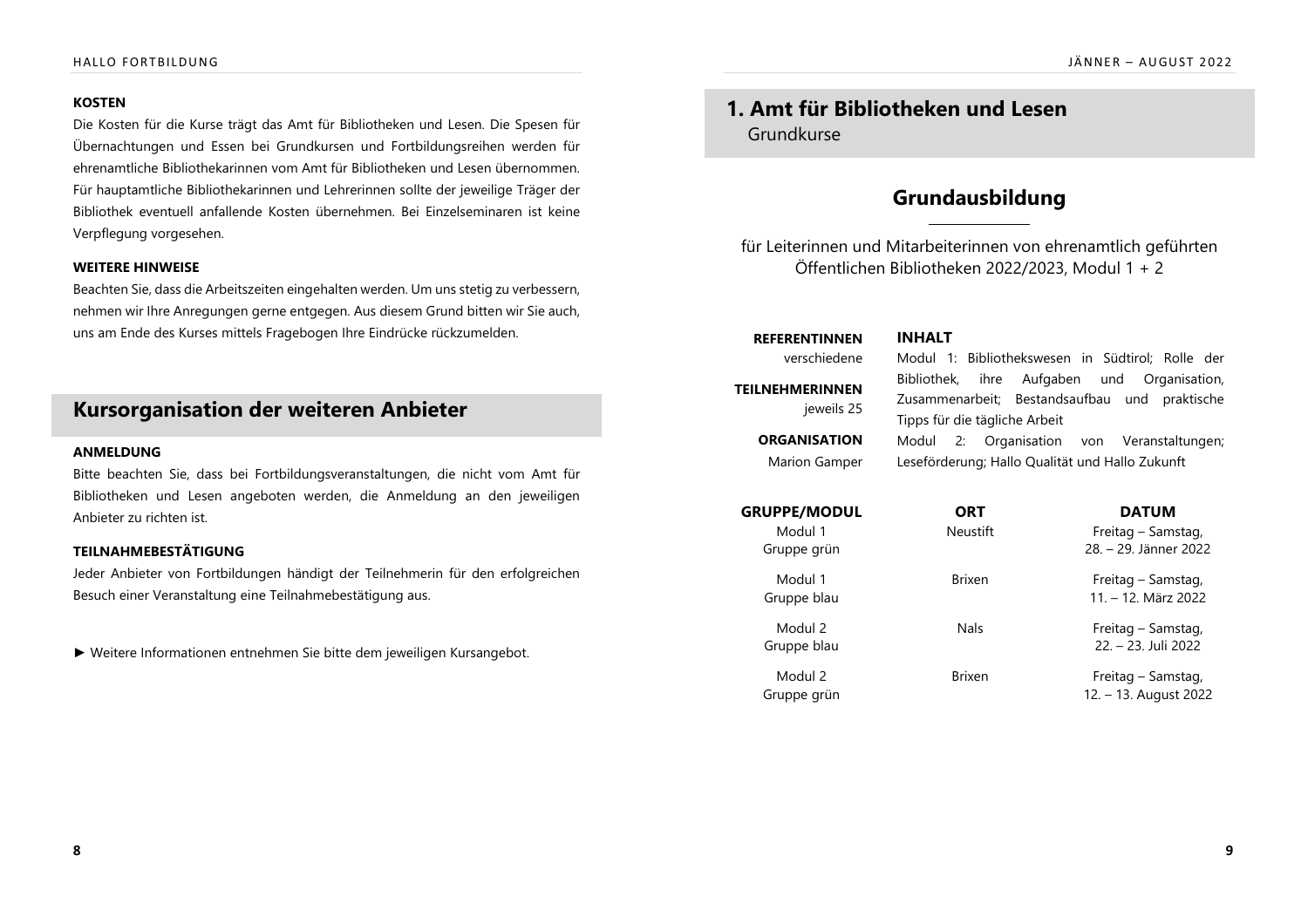**KOSTEN**

Die Kosten für die Kurse trägt das Amt für Bibliotheken und Lesen. Die Spesen für Übernachtungen und Essen bei Grundkursen und Fortbildungsreihen werden für ehrenamtliche Bibliothekarinnen vom Amt für Bibliotheken und Lesen übernommen. Für hauptamtliche Bibliothekarinnen und Lehrerinnen sollte der jeweilige Träger der Bibliothek eventuell anfallende Kosten übernehmen. Bei Einzelseminaren ist keine Verpflegung vorgesehen.

**WEITERE HINWEISE**

Beachten Sie, dass die Arbeitszeiten eingehalten werden. Um uns stetig zu verbessern, nehmen wir Ihre Anregungen gerne entgegen. Aus diesem Grund bitten wir Sie auch, uns am Ende des Kurses mittels Fragebogen Ihre Eindrücke rückzumelden.

## Kursorganisation der weiteren Anbieter

**ANMELDUNG**

Bitte beachten Sie, dass bei Fortbildungsveranstaltungen, die nicht vom Amt für Bibliotheken und Lesen angeboten werden, die Anmeldung an den jeweiligen Anbieter zu richten ist.

**TEILNAHMEBESTÄTIGUNG**

Jeder Anbieter von Fortbildungen händigt der Teilnehmerin für den erfolgreichen Besuch einer Veranstaltung eine Teilnahmebestätigung aus.

► Weitere Informationen entnehmen Sie bitte dem jeweiligen Kursangebot.

# 1. Amt für Bibliotheken und Lesen

Grundkurse

## Grundausbildung

für Leiterinnen und Mitarbeiterinnen von ehrenamtlich geführten Öffentlichen Bibliotheken 2022/2023, Modul 1 + 2

**REFERENTINNEN**
verschiedene

**TEILNEHMERINNEN**
jeweils 25

**ORGANISATION**
Marion Gamper

**INHALT**

Modul 1: Bibliothekswesen in Südtirol; Rolle der Bibliothek, ihre Aufgaben und Organisation, Zusammenarbeit; Bestandsaufbau und praktische Tipps für die tägliche Arbeit

Modul 2: Organisation von Veranstaltungen; Leseförderung; Hallo Qualität und Hallo Zukunft

| GRUPPE/MODUL | ORT | DATUM |
|---|---|---|
| Modul 1 Gruppe grün | Neustift | Freitag – Samstag, 28. – 29. Jänner 2022 |
| Modul 1 Gruppe blau | Brixen | Freitag – Samstag, 11. – 12. März 2022 |
| Modul 2 Gruppe blau | Nals | Freitag – Samstag, 22. – 23. Juli 2022 |
| Modul 2 Gruppe grün | Brixen | Freitag – Samstag, 12. – 13. August 2022 |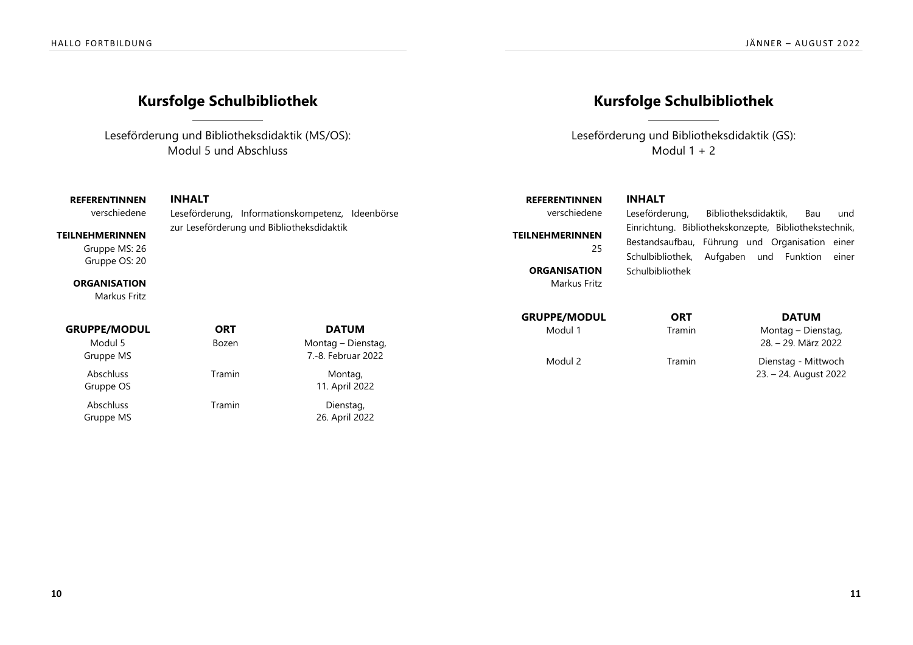# Kursfolge Schulbibliothek

Leseförderung und Bibliotheksdidaktik (MS/OS):
Modul 5 und Abschluss

**REFERENTINNEN**
verschiedene

**TEILNEHMERINNEN**
Gruppe MS: 26
Gruppe OS: 20

**ORGANISATION**
Markus Fritz

**INHALT**
Leseförderung, Informationskompetenz, Ideenbörse zur Leseförderung und Bibliotheksdidaktik

| GRUPPE/MODUL | ORT | DATUM |
| --- | --- | --- |
| Modul 5 Gruppe MS | Bozen | Montag – Dienstag, 7.-8. Februar 2022 |
| Abschluss Gruppe OS | Tramin | Montag, 11. April 2022 |
| Abschluss Gruppe MS | Tramin | Dienstag, 26. April 2022 |

# Kursfolge Schulbibliothek

Leseförderung und Bibliotheksdidaktik (GS):
Modul 1 + 2

**REFERENTINNEN**
verschiedene

**TEILNEHMERINNEN**
25

**ORGANISATION**
Markus Fritz

**INHALT**
Leseförderung, Bibliotheksdidaktik, Bau und Einrichtung. Bibliothekskonzepte, Bibliothekstechnik, Bestandsaufbau, Führung und Organisation einer Schulbibliothek, Aufgaben und Funktion einer Schulbibliothek

| GRUPPE/MODUL | ORT | DATUM |
| --- | --- | --- |
| Modul 1 | Tramin | Montag – Dienstag, 28. – 29. März 2022 |
| Modul 2 | Tramin | Dienstag - Mittwoch 23. – 24. August 2022 |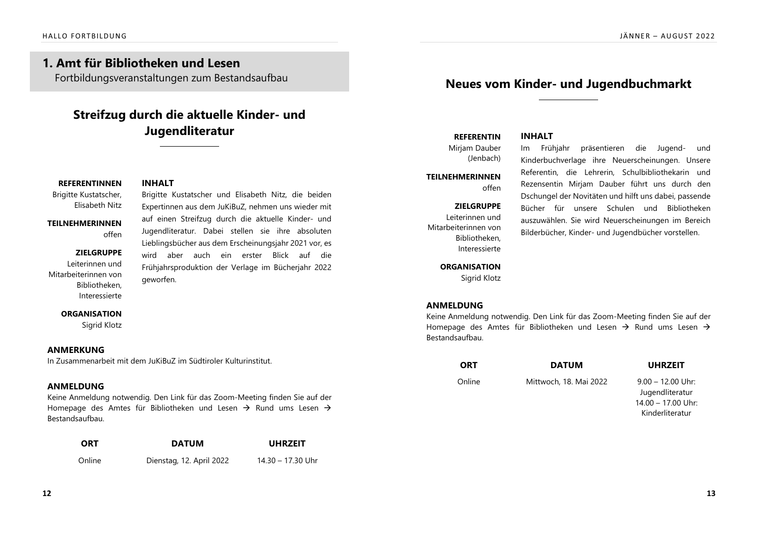# 1. Amt für Bibliotheken und Lesen

Fortbildungsveranstaltungen zum Bestandsaufbau

## Streifzug durch die aktuelle Kinder- und Jugendliteratur

**REFERENTINNEN**
Brigitte Kustatscher, Elisabeth Nitz

**TEILNEHMERINNEN**
offen

**ZIELGRUPPE**
Leiterinnen und Mitarbeiterinnen von Bibliotheken, Interessierte

**ORGANISATION**
Sigrid Klotz

**INHALT**

Brigitte Kustatscher und Elisabeth Nitz, die beiden Expertinnen aus dem JuKiBuZ, nehmen uns wieder mit auf einen Streifzug durch die aktuelle Kinder- und Jugendliteratur. Dabei stellen sie ihre absoluten Lieblingsbücher aus dem Erscheinungsjahr 2021 vor, es wird aber auch ein erster Blick auf die Frühjahrsproduktion der Verlage im Bücherjahr 2022 geworfen.

**ANMERKUNG**

In Zusammenarbeit mit dem JuKiBuZ im Südtiroler Kulturinstitut.

**ANMELDUNG**

Keine Anmeldung notwendig. Den Link für das Zoom-Meeting finden Sie auf der Homepage des Amtes für Bibliotheken und Lesen → Rund ums Lesen → Bestandsaufbau.

| ORT | DATUM | UHRZEIT |
|---|---|---|
| Online | Dienstag, 12. April 2022 | 14.30 – 17.30 Uhr |

## Neues vom Kinder- und Jugendbuchmarkt

**REFERENTIN**
Mirjam Dauber (Jenbach)

**TEILNEHMERINNEN**
offen

**ZIELGRUPPE**
Leiterinnen und Mitarbeiterinnen von Bibliotheken, Interessierte

**ORGANISATION**
Sigrid Klotz

**INHALT**

Im Frühjahr präsentieren die Jugend- und Kinderbuchverlage ihre Neuerscheinungen. Unsere Referentin, die Lehrerin, Schulbibliothekarin und Rezensentin Mirjam Dauber führt uns durch den Dschungel der Novitäten und hilft uns dabei, passende Bücher für unsere Schulen und Bibliotheken auszuwählen. Sie wird Neuerscheinungen im Bereich Bilderbücher, Kinder- und Jugendbücher vorstellen.

**ANMELDUNG**

Keine Anmeldung notwendig. Den Link für das Zoom-Meeting finden Sie auf der Homepage des Amtes für Bibliotheken und Lesen → Rund ums Lesen → Bestandsaufbau.

| ORT | DATUM | UHRZEIT |
|---|---|---|
| Online | Mittwoch, 18. Mai 2022 | 9.00 – 12.00 Uhr: Jugendliteratur<br>14.00 – 17.00 Uhr: Kinderliteratur |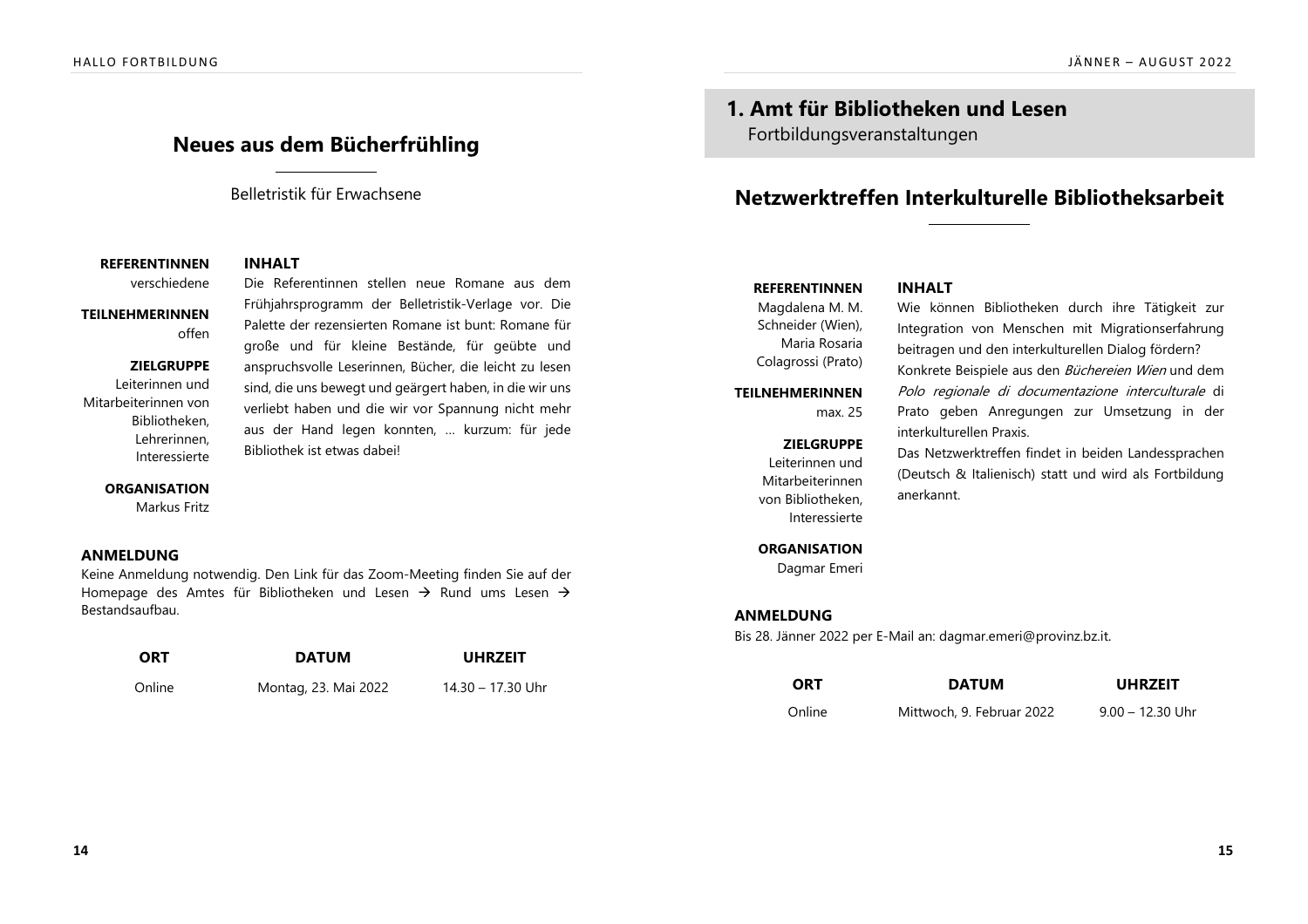## Neues aus dem Bücherfrühling

Belletristik für Erwachsene

**REFERENTINNEN**
verschiedene

**TEILNEHMERINNEN**
offen

**ZIELGRUPPE**
Leiterinnen und Mitarbeiterinnen von Bibliotheken, Lehrerinnen, Interessierte

**ORGANISATION**
Markus Fritz

**INHALT**

Die Referentinnen stellen neue Romane aus dem Frühjahrsprogramm der Belletristik-Verlage vor. Die Palette der rezensierten Romane ist bunt: Romane für große und für kleine Bestände, für geübte und anspruchsvolle Leserinnen, Bücher, die leicht zu lesen sind, die uns bewegt und geärgert haben, in die wir uns verliebt haben und die wir vor Spannung nicht mehr aus der Hand legen konnten, … kurzum: für jede Bibliothek ist etwas dabei!

**ANMELDUNG**

Keine Anmeldung notwendig. Den Link für das Zoom-Meeting finden Sie auf der Homepage des Amtes für Bibliotheken und Lesen → Rund ums Lesen → Bestandsaufbau.

| ORT | DATUM | UHRZEIT |
|---|---|---|
| Online | Montag, 23. Mai 2022 | 14.30 – 17.30 Uhr |

# 1. Amt für Bibliotheken und Lesen

Fortbildungsveranstaltungen

## Netzwerktreffen Interkulturelle Bibliotheksarbeit

**REFERENTINNEN**
Magdalena M. M. Schneider (Wien), Maria Rosaria Colagrossi (Prato)

**TEILNEHMERINNEN**
max. 25

**ZIELGRUPPE**
Leiterinnen und Mitarbeiterinnen von Bibliotheken, Interessierte

**ORGANISATION**
Dagmar Emeri

**INHALT**

Wie können Bibliotheken durch ihre Tätigkeit zur Integration von Menschen mit Migrationserfahrung beitragen und den interkulturellen Dialog fördern?

Konkrete Beispiele aus den *Büchereien Wien* und dem *Polo regionale di documentazione interculturale* di Prato geben Anregungen zur Umsetzung in der interkulturellen Praxis.

Das Netzwerktreffen findet in beiden Landessprachen (Deutsch & Italienisch) statt und wird als Fortbildung anerkannt.

**ANMELDUNG**

Bis 28. Jänner 2022 per E-Mail an: dagmar.emeri@provinz.bz.it.

| ORT | DATUM | UHRZEIT |
|---|---|---|
| Online | Mittwoch, 9. Februar 2022 | 9.00 – 12.30 Uhr |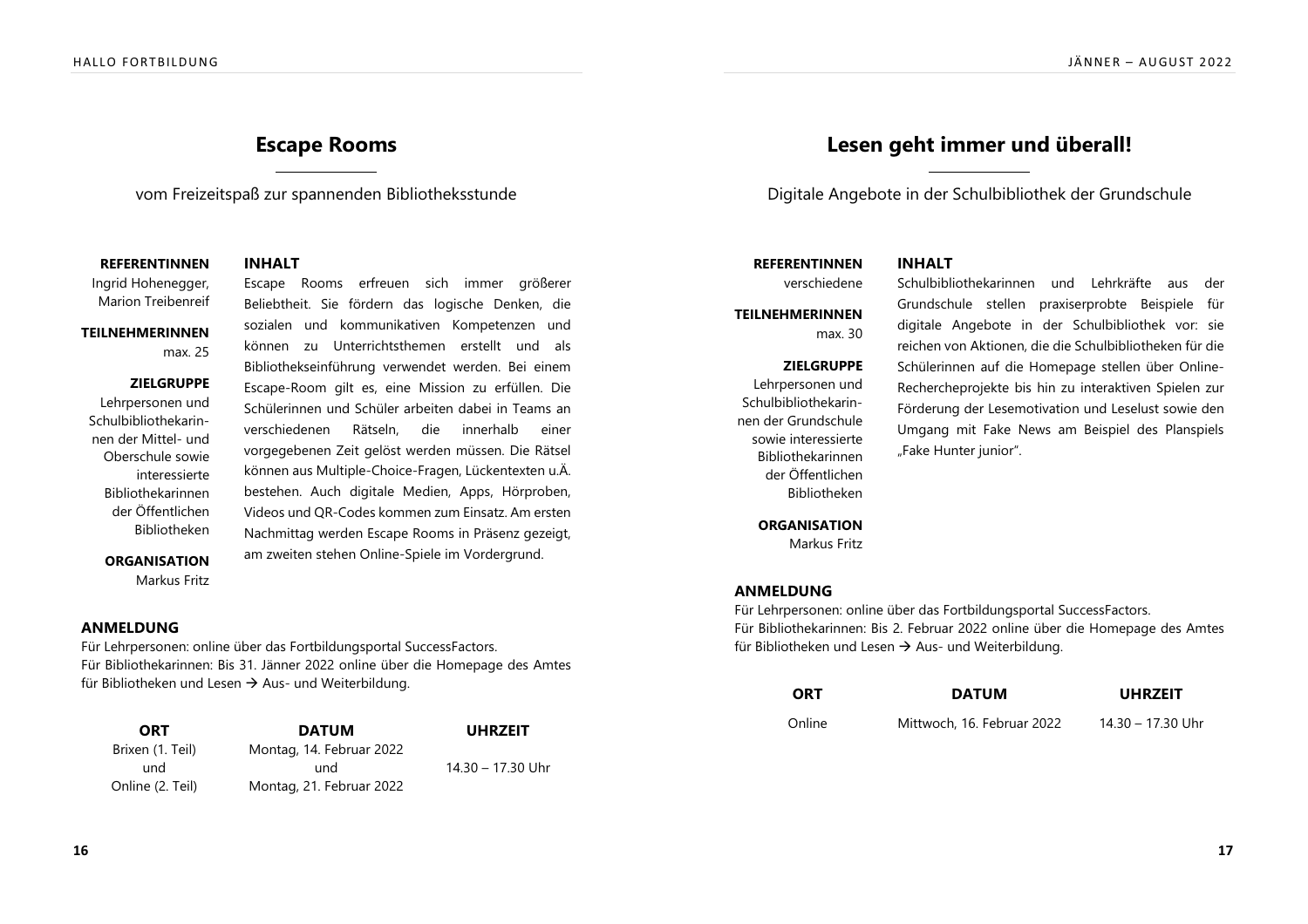# Escape Rooms

vom Freizeitspaß zur spannenden Bibliotheksstunde

**REFERENTINNEN**
Ingrid Hohenegger, Marion Treibenreif

**TEILNEHMERINNEN**
max. 25

**ZIELGRUPPE**
Lehrpersonen und Schulbibliothekarinnen der Mittel- und Oberschule sowie interessierte Bibliothekarinnen der Öffentlichen Bibliotheken

**ORGANISATION**
Markus Fritz

**INHALT**

Escape Rooms erfreuen sich immer größerer Beliebtheit. Sie fördern das logische Denken, die sozialen und kommunikativen Kompetenzen und können zu Unterrichtsthemen erstellt und als Bibliothekseinführung verwendet werden. Bei einem Escape-Room gilt es, eine Mission zu erfüllen. Die Schülerinnen und Schüler arbeiten dabei in Teams an verschiedenen Rätseln, die innerhalb einer vorgegebenen Zeit gelöst werden müssen. Die Rätsel können aus Multiple-Choice-Fragen, Lückentexten u.Ä. bestehen. Auch digitale Medien, Apps, Hörproben, Videos und QR-Codes kommen zum Einsatz. Am ersten Nachmittag werden Escape Rooms in Präsenz gezeigt, am zweiten stehen Online-Spiele im Vordergrund.

**ANMELDUNG**

Für Lehrpersonen: online über das Fortbildungsportal SuccessFactors.
Für Bibliothekarinnen: Bis 31. Jänner 2022 online über die Homepage des Amtes für Bibliotheken und Lesen → Aus- und Weiterbildung.

| ORT | DATUM | UHRZEIT |
|---|---|---|
| Brixen (1. Teil) und Online (2. Teil) | Montag, 14. Februar 2022 und Montag, 21. Februar 2022 | 14.30 – 17.30 Uhr |

# Lesen geht immer und überall!

Digitale Angebote in der Schulbibliothek der Grundschule

**REFERENTINNEN**
verschiedene

**TEILNEHMERINNEN**
max. 30

**ZIELGRUPPE**
Lehrpersonen und Schulbibliothekarinnen der Grundschule sowie interessierte Bibliothekarinnen der Öffentlichen Bibliotheken

**ORGANISATION**
Markus Fritz

**INHALT**

Schulbibliothekarinnen und Lehrkräfte aus der Grundschule stellen praxiserprobte Beispiele für digitale Angebote in der Schulbibliothek vor: sie reichen von Aktionen, die die Schulbibliotheken für die Schülerinnen auf die Homepage stellen über Online-Rechercheprojekte bis hin zu interaktiven Spielen zur Förderung der Lesemotivation und Leselust sowie den Umgang mit Fake News am Beispiel des Planspiels „Fake Hunter junior".

**ANMELDUNG**

Für Lehrpersonen: online über das Fortbildungsportal SuccessFactors.
Für Bibliothekarinnen: Bis 2. Februar 2022 online über die Homepage des Amtes für Bibliotheken und Lesen → Aus- und Weiterbildung.

| ORT | DATUM | UHRZEIT |
|---|---|---|
| Online | Mittwoch, 16. Februar 2022 | 14.30 – 17.30 Uhr |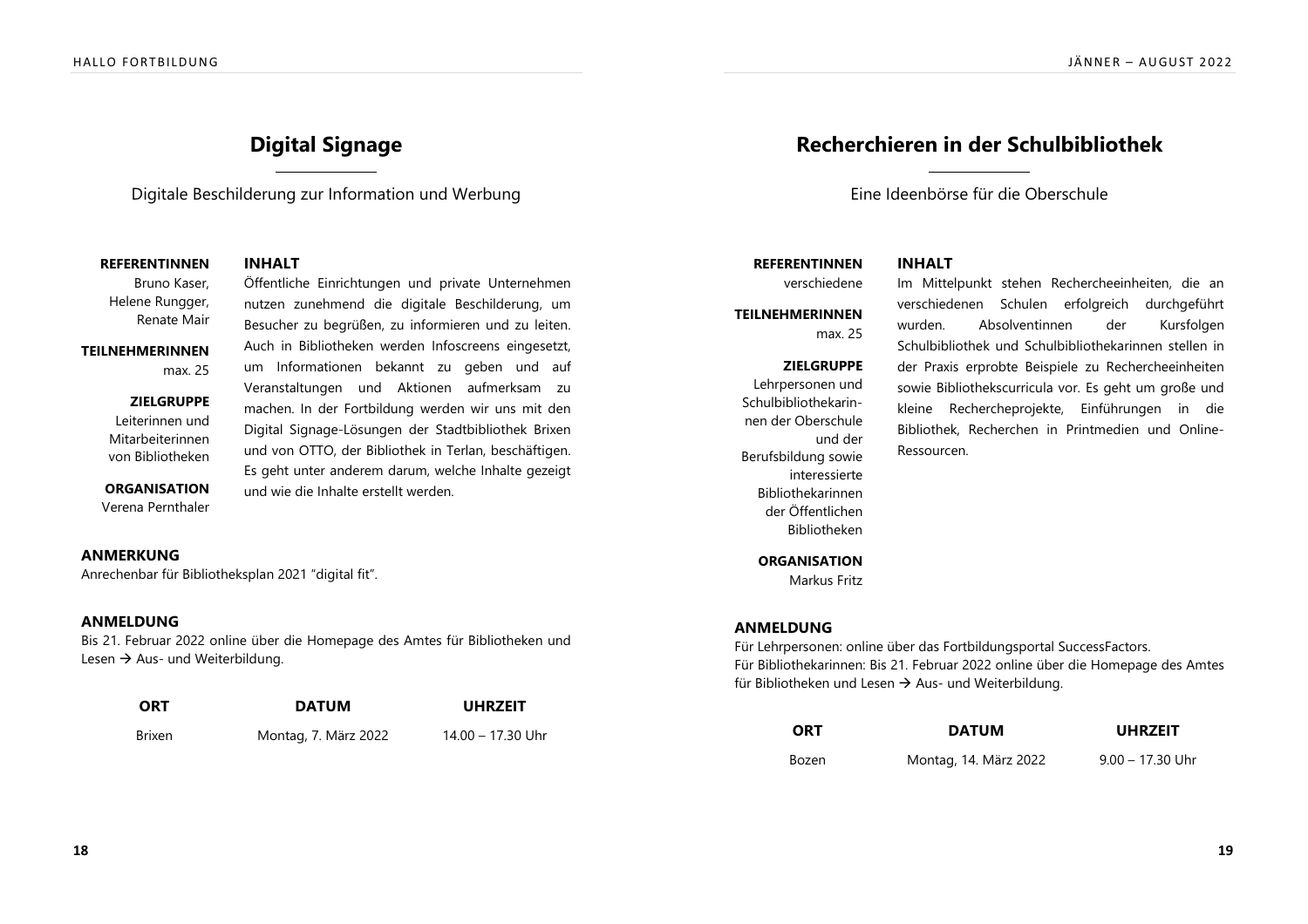## Digital Signage

Digitale Beschilderung zur Information und Werbung

**REFERENTINNEN**
Bruno Kaser, Helene Rungger, Renate Mair

**TEILNEHMERINNEN**
max. 25

**ZIELGRUPPE**
Leiterinnen und Mitarbeiterinnen von Bibliotheken

**ORGANISATION**
Verena Pernthaler

**INHALT**

Öffentliche Einrichtungen und private Unternehmen nutzen zunehmend die digitale Beschilderung, um Besucher zu begrüßen, zu informieren und zu leiten. Auch in Bibliotheken werden Infoscreens eingesetzt, um Informationen bekannt zu geben und auf Veranstaltungen und Aktionen aufmerksam zu machen. In der Fortbildung werden wir uns mit den Digital Signage-Lösungen der Stadtbibliothek Brixen und von OTTO, der Bibliothek in Terlan, beschäftigen. Es geht unter anderem darum, welche Inhalte gezeigt und wie die Inhalte erstellt werden.

**ANMERKUNG**

Anrechenbar für Bibliotheksplan 2021 "digital fit".

**ANMELDUNG**

Bis 21. Februar 2022 online über die Homepage des Amtes für Bibliotheken und Lesen → Aus- und Weiterbildung.

| ORT | DATUM | UHRZEIT |
|---|---|---|
| Brixen | Montag, 7. März 2022 | 14.00 – 17.30 Uhr |

## Recherchieren in der Schulbibliothek

Eine Ideenbörse für die Oberschule

**REFERENTINNEN**
verschiedene

**TEILNEHMERINNEN**
max. 25

**ZIELGRUPPE**
Lehrpersonen und Schulbibliothekarinnen der Oberschule und der Berufsbildung sowie interessierte Bibliothekarinnen der Öffentlichen Bibliotheken

**ORGANISATION**
Markus Fritz

**INHALT**

Im Mittelpunkt stehen Rechercheeinheiten, die an verschiedenen Schulen erfolgreich durchgeführt wurden. Absolventinnen der Kursfolgen Schulbibliothek und Schulbibliothekarinnen stellen in der Praxis erprobte Beispiele zu Rechercheeinheiten sowie Bibliothekscurricula vor. Es geht um große und kleine Rechercheprojekte, Einführungen in die Bibliothek, Recherchen in Printmedien und Online-Ressourcen.

**ANMELDUNG**

Für Lehrpersonen: online über das Fortbildungsportal SuccessFactors.
Für Bibliothekarinnen: Bis 21. Februar 2022 online über die Homepage des Amtes für Bibliotheken und Lesen → Aus- und Weiterbildung.

| ORT | DATUM | UHRZEIT |
|---|---|---|
| Bozen | Montag, 14. März 2022 | 9.00 – 17.30 Uhr |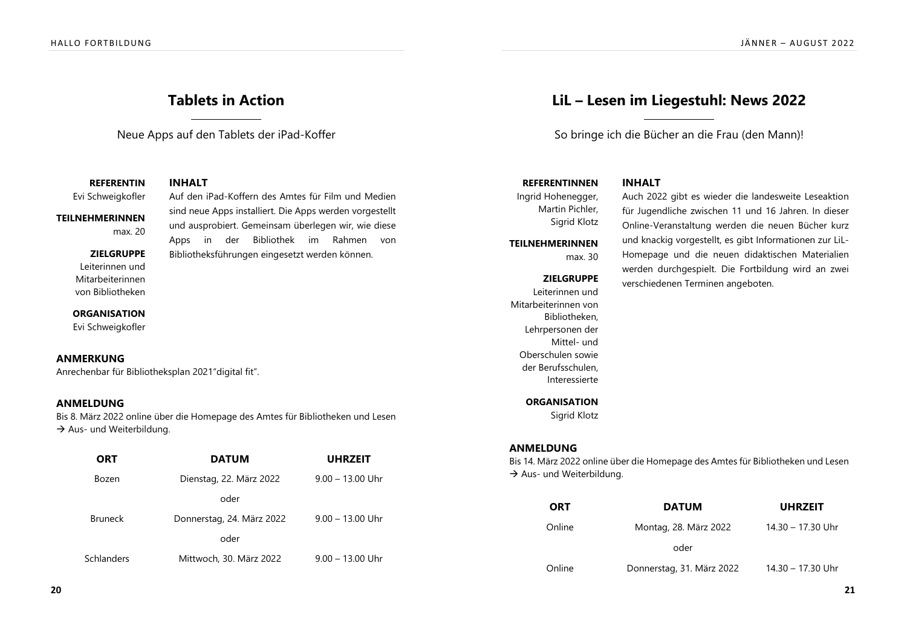# Tables in Action

Neue Apps auf den Tablets der iPad-Koffer

**REFERENTIN**
Evi Schweigkofler

**TEILNEHMERINNEN**
max. 20

**ZIELGRUPPE**
Leiterinnen und Mitarbeiterinnen von Bibliotheken

**ORGANISATION**
Evi Schweigkofler

**INHALT**
Auf den iPad-Koffern des Amtes für Film und Medien sind neue Apps installiert. Die Apps werden vorgestellt und ausprobiert. Gemeinsam überlegen wir, wie diese Apps in der Bibliothek im Rahmen von Bibliotheksführungen eingesetzt werden können.

**ANMERKUNG**
Anrechenbar für Bibliotheksplan 2021"digital fit".

**ANMELDUNG**
Bis 8. März 2022 online über die Homepage des Amtes für Bibliotheken und Lesen → Aus- und Weiterbildung.

| ORT | DATUM | UHRZEIT |
|---|---|---|
| Bozen | Dienstag, 22. März 2022 | 9.00 – 13.00 Uhr |
| | oder | |
| Bruneck | Donnerstag, 24. März 2022 | 9.00 – 13.00 Uhr |
| | oder | |
| Schlanders | Mittwoch, 30. März 2022 | 9.00 – 13.00 Uhr |

# LiL – Lesen im Liegestuhl: News 2022

So bringe ich die Bücher an die Frau (den Mann)!

**REFERENTINNEN**
Ingrid Hohenegger, Martin Pichler, Sigrid Klotz

**TEILNEHMERINNEN**
max. 30

**ZIELGRUPPE**
Leiterinnen und Mitarbeiterinnen von Bibliotheken, Lehrpersonen der Mittel- und Oberschulen sowie der Berufsschulen, Interessierte

**ORGANISATION**
Sigrid Klotz

**INHALT**
Auch 2022 gibt es wieder die landesweite Leseaktion für Jugendliche zwischen 11 und 16 Jahren. In dieser Online-Veranstaltung werden die neuen Bücher kurz und knackig vorgestellt, es gibt Informationen zur LiL-Homepage und die neuen didaktischen Materialien werden durchgespielt. Die Fortbildung wird an zwei verschiedenen Terminen angeboten.

**ANMELDUNG**
Bis 14. März 2022 online über die Homepage des Amtes für Bibliotheken und Lesen → Aus- und Weiterbildung.

| ORT | DATUM | UHRZEIT |
|---|---|---|
| Online | Montag, 28. März 2022 | 14.30 – 17.30 Uhr |
| | oder | |
| Online | Donnerstag, 31. März 2022 | 14.30 – 17.30 Uhr |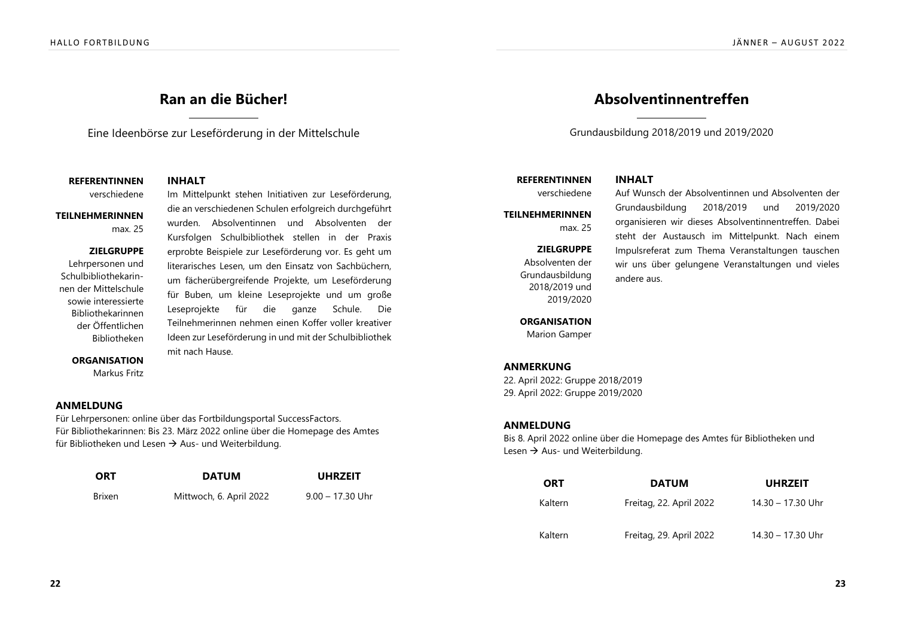# Ran an die Bücher!

Eine Ideenbörse zur Leseförderung in der Mittelschule

**REFERENTINNEN**
verschiedene

**TEILNEHMERINNEN**
max. 25

**ZIELGRUPPE**
Lehrpersonen und Schulbibliothekarinnen der Mittelschule sowie interessierte Bibliothekarinnen der Öffentlichen Bibliotheken

**ORGANISATION**
Markus Fritz

**INHALT**

Im Mittelpunkt stehen Initiativen zur Leseförderung, die an verschiedenen Schulen erfolgreich durchgeführt wurden. Absolventinnen und Absolventen der Kursfolgen Schulbibliothek stellen in der Praxis erprobte Beispiele zur Leseförderung vor. Es geht um literarisches Lesen, um den Einsatz von Sachbüchern, um fächerübergreifende Projekte, um Leseförderung für Buben, um kleine Leseprojekte und um große Leseprojekte für die ganze Schule. Die Teilnehmerinnen nehmen einen Koffer voller kreativer Ideen zur Leseförderung in und mit der Schulbibliothek mit nach Hause.

**ANMELDUNG**

Für Lehrpersonen: online über das Fortbildungsportal SuccessFactors.
Für Bibliothekarinnen: Bis 23. März 2022 online über die Homepage des Amtes für Bibliotheken und Lesen → Aus- und Weiterbildung.

| ORT | DATUM | UHRZEIT |
|---|---|---|
| Brixen | Mittwoch, 6. April 2022 | 9.00 – 17.30 Uhr |

# Absolventinnentreffen

Grundausbildung 2018/2019 und 2019/2020

**REFERENTINNEN**
verschiedene

**TEILNEHMERINNEN**
max. 25

**ZIELGRUPPE**
Absolventen der Grundausbildung 2018/2019 und 2019/2020

**ORGANISATION**
Marion Gamper

**INHALT**

Auf Wunsch der Absolventinnen und Absolventen der Grundausbildung 2018/2019 und 2019/2020 organisieren wir dieses Absolventinnentreffen. Dabei steht der Austausch im Mittelpunkt. Nach einem Impulsreferat zum Thema Veranstaltungen tauschen wir uns über gelungene Veranstaltungen und vieles andere aus.

**ANMERKUNG**

22. April 2022: Gruppe 2018/2019
29. April 2022: Gruppe 2019/2020

**ANMELDUNG**

Bis 8. April 2022 online über die Homepage des Amtes für Bibliotheken und Lesen → Aus- und Weiterbildung.

| ORT | DATUM | UHRZEIT |
|---|---|---|
| Kaltern | Freitag, 22. April 2022 | 14.30 – 17.30 Uhr |
| Kaltern | Freitag, 29. April 2022 | 14.30 – 17.30 Uhr |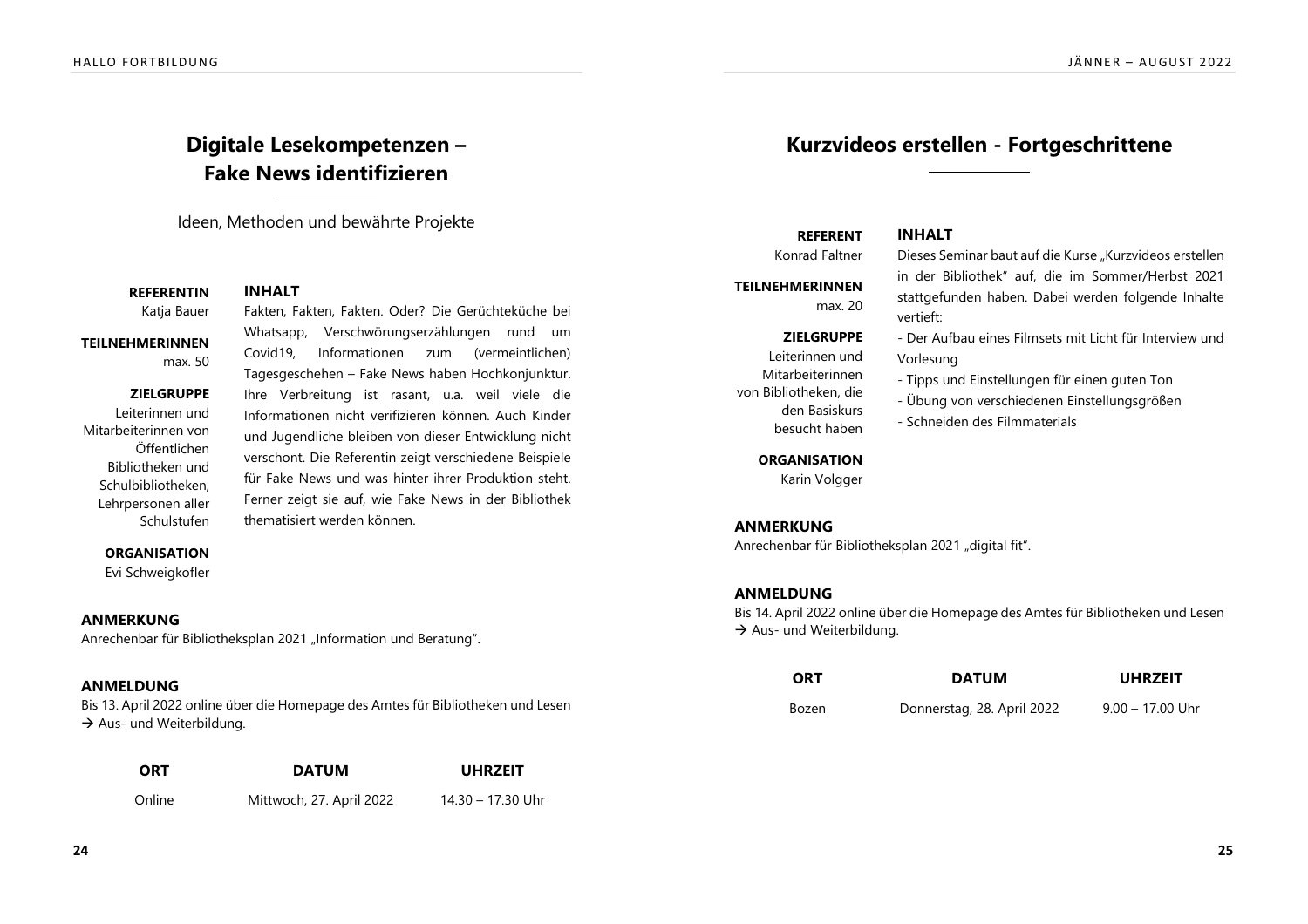# Digitale Lesekompetenzen – Fake News identifizieren

Ideen, Methoden und bewährte Projekte

**REFERENTIN**
Katja Bauer

**TEILNEHMERINNEN**
max. 50

**ZIELGRUPPE**
Leiterinnen und Mitarbeiterinnen von Öffentlichen Bibliotheken und Schulbibliotheken, Lehrpersonen aller Schulstufen

**ORGANISATION**
Evi Schweigkofler

**INHALT**

Fakten, Fakten, Fakten. Oder? Die Gerüchteküche bei Whatsapp, Verschwörungserzählungen rund um Covid19, Informationen zum (vermeintlichen) Tagesgeschehen – Fake News haben Hochkonjunktur. Ihre Verbreitung ist rasant, u.a. weil viele die Informationen nicht verifizieren können. Auch Kinder und Jugendliche bleiben von dieser Entwicklung nicht verschont. Die Referentin zeigt verschiedene Beispiele für Fake News und was hinter ihrer Produktion steht. Ferner zeigt sie auf, wie Fake News in der Bibliothek thematisiert werden können.

**ANMERKUNG**

Anrechenbar für Bibliotheksplan 2021 „Information und Beratung".

**ANMELDUNG**

Bis 13. April 2022 online über die Homepage des Amtes für Bibliotheken und Lesen → Aus- und Weiterbildung.

| ORT | DATUM | UHRZEIT |
|---|---|---|
| Online | Mittwoch, 27. April 2022 | 14.30 – 17.30 Uhr |

# Kurzvideos erstellen - Fortgeschrittene

**REFERENT**
Konrad Faltner

**TEILNEHMERINNEN**
max. 20

**ZIELGRUPPE**
Leiterinnen und Mitarbeiterinnen von Bibliotheken, die den Basiskurs besucht haben

**ORGANISATION**
Karin Volgger

**INHALT**

Dieses Seminar baut auf die Kurse „Kurzvideos erstellen in der Bibliothek" auf, die im Sommer/Herbst 2021 stattgefunden haben. Dabei werden folgende Inhalte vertieft:

- Der Aufbau eines Filmsets mit Licht für Interview und Vorlesung
- Tipps und Einstellungen für einen guten Ton
- Übung von verschiedenen Einstellungsgrößen
- Schneiden des Filmmaterials

**ANMERKUNG**

Anrechenbar für Bibliotheksplan 2021 „digital fit".

**ANMELDUNG**

Bis 14. April 2022 online über die Homepage des Amtes für Bibliotheken und Lesen → Aus- und Weiterbildung.

| ORT | DATUM | UHRZEIT |
|---|---|---|
| Bozen | Donnerstag, 28. April 2022 | 9.00 – 17.00 Uhr |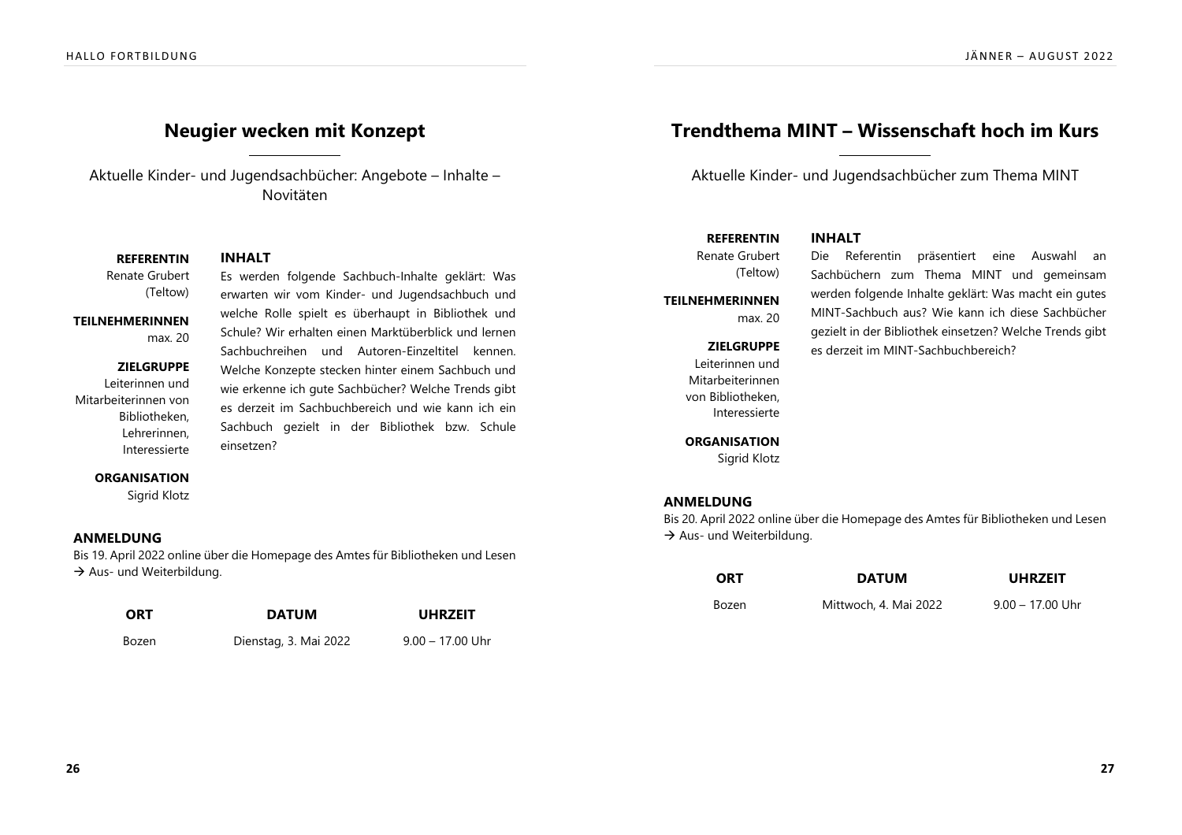## Neugier wecken mit Konzept

Aktuelle Kinder- und Jugendsachbücher: Angebote – Inhalte – Novitäten

**REFERENTIN**
Renate Grubert (Teltow)

**TEILNEHMERINNEN**
max. 20

**ZIELGRUPPE**
Leiterinnen und Mitarbeiterinnen von Bibliotheken, Lehrerinnen, Interessierte

**ORGANISATION**
Sigrid Klotz

**INHALT**

Es werden folgende Sachbuch-Inhalte geklärt: Was erwarten wir vom Kinder- und Jugendsachbuch und welche Rolle spielt es überhaupt in Bibliothek und Schule? Wir erhalten einen Marktüberblick und lernen Sachbuchreihen und Autoren-Einzeltitel kennen. Welche Konzepte stecken hinter einem Sachbuch und wie erkenne ich gute Sachbücher? Welche Trends gibt es derzeit im Sachbuchbereich und wie kann ich ein Sachbuch gezielt in der Bibliothek bzw. Schule einsetzen?

**ANMELDUNG**

Bis 19. April 2022 online über die Homepage des Amtes für Bibliotheken und Lesen → Aus- und Weiterbildung.

| ORT | DATUM | UHRZEIT |
|---|---|---|
| Bozen | Dienstag, 3. Mai 2022 | 9.00 – 17.00 Uhr |

## Trendthema MINT – Wissenschaft hoch im Kurs

Aktuelle Kinder- und Jugendsachbücher zum Thema MINT

**REFERENTIN**
Renate Grubert (Teltow)

**TEILNEHMERINNEN**
max. 20

**ZIELGRUPPE**
Leiterinnen und Mitarbeiterinnen von Bibliotheken, Interessierte

**ORGANISATION**
Sigrid Klotz

**INHALT**

Die Referentin präsentiert eine Auswahl an Sachbüchern zum Thema MINT und gemeinsam werden folgende Inhalte geklärt: Was macht ein gutes MINT-Sachbuch aus? Wie kann ich diese Sachbücher gezielt in der Bibliothek einsetzen? Welche Trends gibt es derzeit im MINT-Sachbuchbereich?

**ANMELDUNG**

Bis 20. April 2022 online über die Homepage des Amtes für Bibliotheken und Lesen → Aus- und Weiterbildung.

| ORT | DATUM | UHRZEIT |
|---|---|---|
| Bozen | Mittwoch, 4. Mai 2022 | 9.00 – 17.00 Uhr |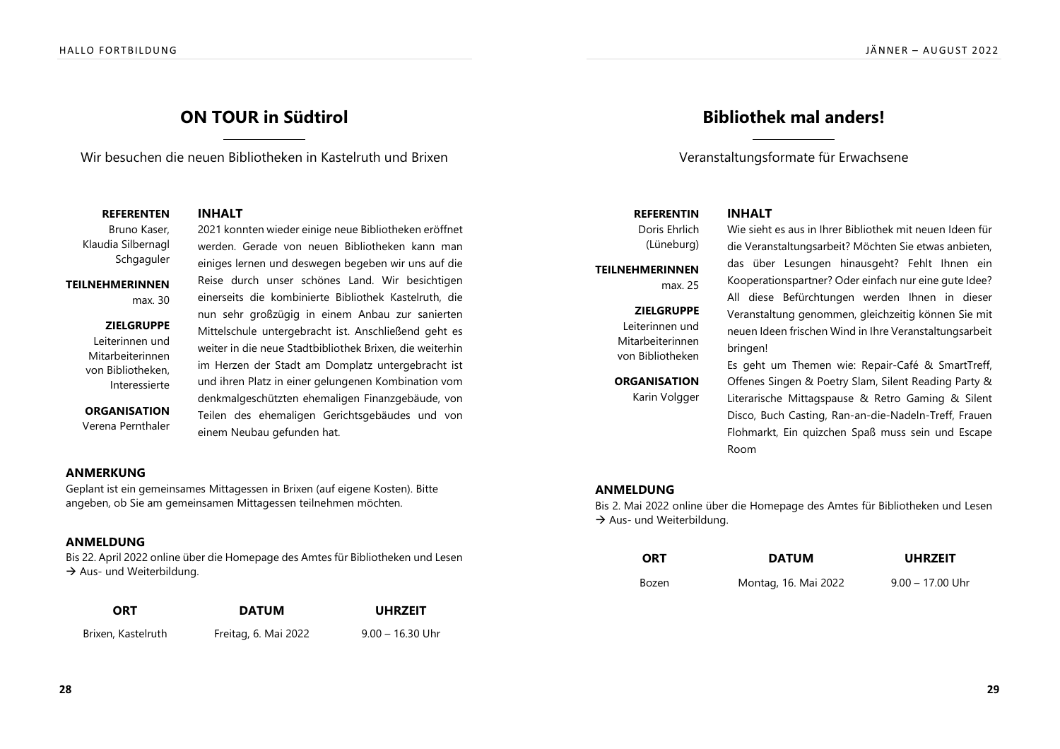# ON TOUR in Südtirol

Wir besuchen die neuen Bibliotheken in Kastelruth und Brixen

**REFERENTEN**
Bruno Kaser, Klaudia Silbernagl Schgaguler

**TEILNEHMERINNEN**
max. 30

**ZIELGRUPPE**
Leiterinnen und Mitarbeiterinnen von Bibliotheken, Interessierte

**ORGANISATION**
Verena Pernthaler

**INHALT**

2021 konnten wieder einige neue Bibliotheken eröffnet werden. Gerade von neuen Bibliotheken kann man einiges lernen und deswegen begeben wir uns auf die Reise durch unser schönes Land. Wir besichtigen einerseits die kombinierte Bibliothek Kastelruth, die nun sehr großzügig in einem Anbau zur sanierten Mittelschule untergebracht ist. Anschließend geht es weiter in die neue Stadtbibliothek Brixen, die weiterhin im Herzen der Stadt am Domplatz untergebracht ist und ihren Platz in einer gelungenen Kombination vom denkmalgeschützten ehemaligen Finanzgebäude, von Teilen des ehemaligen Gerichtsgebäudes und von einem Neubau gefunden hat.

**ANMERKUNG**

Geplant ist ein gemeinsames Mittagessen in Brixen (auf eigene Kosten). Bitte angeben, ob Sie am gemeinsamen Mittagessen teilnehmen möchten.

**ANMELDUNG**

Bis 22. April 2022 online über die Homepage des Amtes für Bibliotheken und Lesen → Aus- und Weiterbildung.

| ORT | DATUM | UHRZEIT |
|---|---|---|
| Brixen, Kastelruth | Freitag, 6. Mai 2022 | 9.00 – 16.30 Uhr |

# Bibliothek mal anders!

Veranstaltungsformate für Erwachsene

**REFERENTIN**
Doris Ehrlich (Lüneburg)

**TEILNEHMERINNEN**
max. 25

**ZIELGRUPPE**
Leiterinnen und Mitarbeiterinnen von Bibliotheken

**ORGANISATION**
Karin Volgger

**INHALT**

Wie sieht es aus in Ihrer Bibliothek mit neuen Ideen für die Veranstaltungsarbeit? Möchten Sie etwas anbieten, das über Lesungen hinausgeht? Fehlt Ihnen ein Kooperationspartner? Oder einfach nur eine gute Idee? All diese Befürchtungen werden Ihnen in dieser Veranstaltung genommen, gleichzeitig können Sie mit neuen Ideen frischen Wind in Ihre Veranstaltungsarbeit bringen!

Es geht um Themen wie: Repair-Café & SmartTreff, Offenes Singen & Poetry Slam, Silent Reading Party & Literarische Mittagspause & Retro Gaming & Silent Disco, Buch Casting, Ran-an-die-Nadeln-Treff, Frauen Flohmarkt, Ein quizchen Spaß muss sein und Escape Room

**ANMELDUNG**

Bis 2. Mai 2022 online über die Homepage des Amtes für Bibliotheken und Lesen → Aus- und Weiterbildung.

| ORT | DATUM | UHRZEIT |
|---|---|---|
| Bozen | Montag, 16. Mai 2022 | 9.00 – 17.00 Uhr |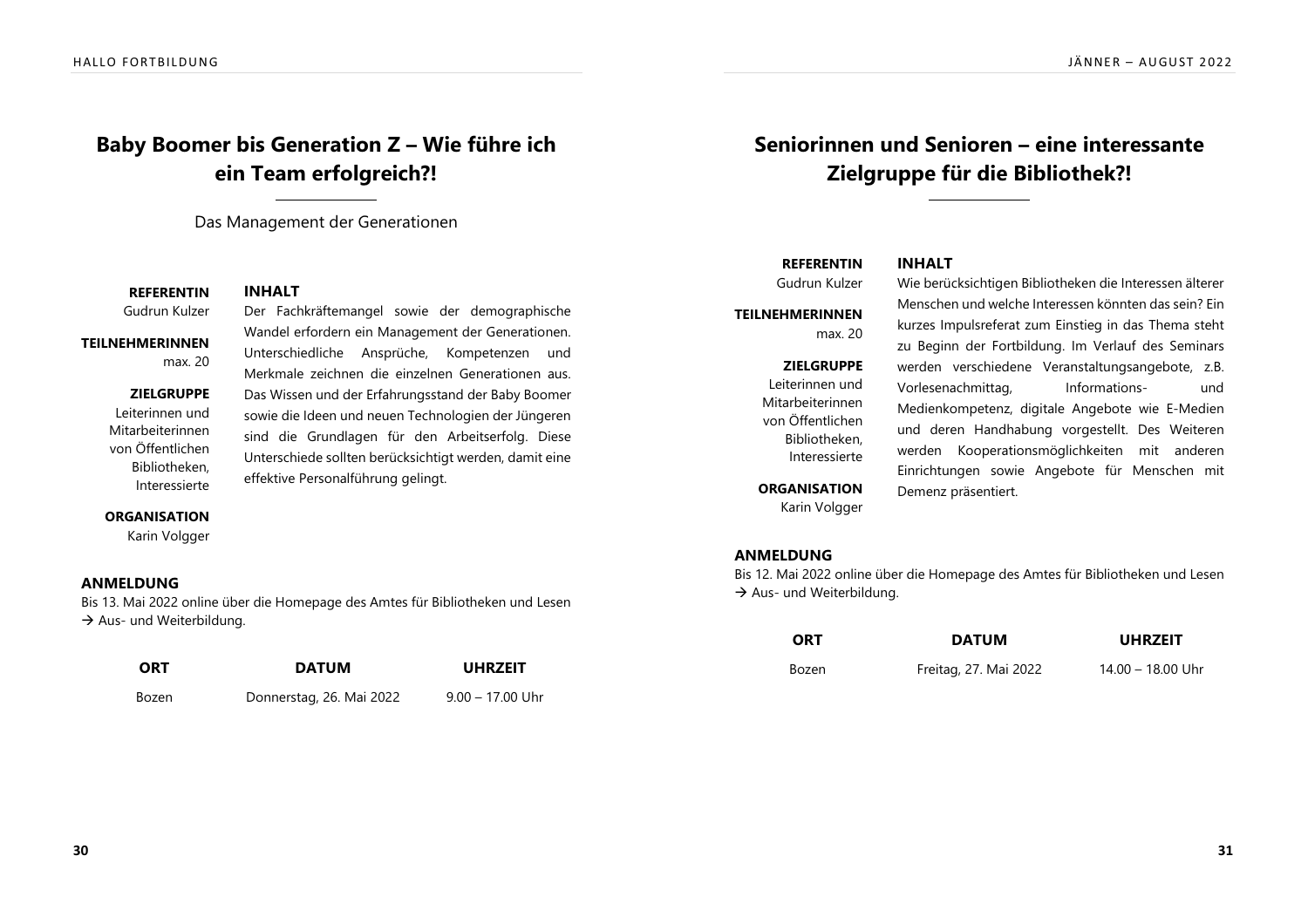# Baby Boomer bis Generation Z – Wie führe ich ein Team erfolgreich?!

Das Management der Generationen

**REFERENTIN**
Gudrun Kulzer

**TEILNEHMERINNEN**
max. 20

**ZIELGRUPPE**
Leiterinnen und Mitarbeiterinnen von Öffentlichen Bibliotheken, Interessierte

**ORGANISATION**
Karin Volgger

**INHALT**

Der Fachkräftemangel sowie der demographische Wandel erfordern ein Management der Generationen. Unterschiedliche Ansprüche, Kompetenzen und Merkmale zeichnen die einzelnen Generationen aus. Das Wissen und der Erfahrungsstand der Baby Boomer sowie die Ideen und neuen Technologien der Jüngeren sind die Grundlagen für den Arbeitserfolg. Diese Unterschiede sollten berücksichtigt werden, damit eine effektive Personalführung gelingt.

**ANMELDUNG**

Bis 13. Mai 2022 online über die Homepage des Amtes für Bibliotheken und Lesen → Aus- und Weiterbildung.

| ORT | DATUM | UHRZEIT |
|---|---|---|
| Bozen | Donnerstag, 26. Mai 2022 | 9.00 – 17.00 Uhr |

# Seniorinnen und Senioren – eine interessante Zielgruppe für die Bibliothek?!

**REFERENTIN**
Gudrun Kulzer

**TEILNEHMERINNEN**
max. 20

**ZIELGRUPPE**
Leiterinnen und Mitarbeiterinnen von Öffentlichen Bibliotheken, Interessierte

**ORGANISATION**
Karin Volgger

**INHALT**

Wie berücksichtigen Bibliotheken die Interessen älterer Menschen und welche Interessen könnten das sein? Ein kurzes Impulsreferat zum Einstieg in das Thema steht zu Beginn der Fortbildung. Im Verlauf des Seminars werden verschiedene Veranstaltungsangebote, z.B. Vorlesenachmittag, Informations- und Medienkompetenz, digitale Angebote wie E-Medien und deren Handhabung vorgestellt. Des Weiteren werden Kooperationsmöglichkeiten mit anderen Einrichtungen sowie Angebote für Menschen mit Demenz präsentiert.

**ANMELDUNG**

Bis 12. Mai 2022 online über die Homepage des Amtes für Bibliotheken und Lesen → Aus- und Weiterbildung.

| ORT | DATUM | UHRZEIT |
|---|---|---|
| Bozen | Freitag, 27. Mai 2022 | 14.00 – 18.00 Uhr |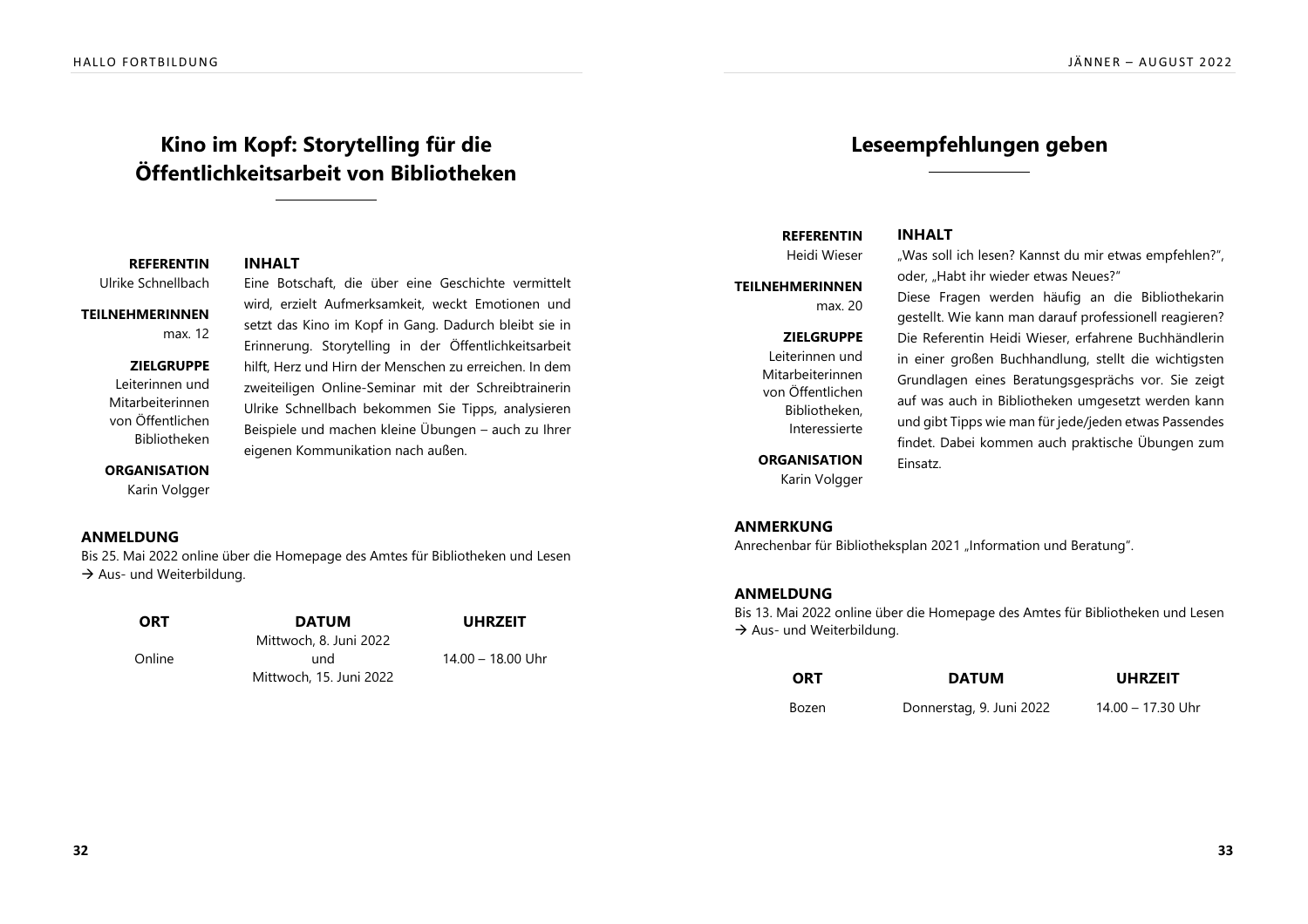# Kino im Kopf: Storytelling für die Öffentlichkeitsarbeit von Bibliotheken

**REFERENTIN**
Ulrike Schnellbach

**TEILNEHMERINNEN**
max. 12

**ZIELGRUPPE**
Leiterinnen und Mitarbeiterinnen von Öffentlichen Bibliotheken

**ORGANISATION**
Karin Volgger

**INHALT**

Eine Botschaft, die über eine Geschichte vermittelt wird, erzielt Aufmerksamkeit, weckt Emotionen und setzt das Kino im Kopf in Gang. Dadurch bleibt sie in Erinnerung. Storytelling in der Öffentlichkeitsarbeit hilft, Herz und Hirn der Menschen zu erreichen. In dem zweiteiligen Online-Seminar mit der Schreibtrainerin Ulrike Schnellbach bekommen Sie Tipps, analysieren Beispiele und machen kleine Übungen – auch zu Ihrer eigenen Kommunikation nach außen.

**ANMELDUNG**

Bis 25. Mai 2022 online über die Homepage des Amtes für Bibliotheken und Lesen → Aus- und Weiterbildung.

| ORT | DATUM | UHRZEIT |
|---|---|---|
| Online | Mittwoch, 8. Juni 2022 und Mittwoch, 15. Juni 2022 | 14.00 – 18.00 Uhr |

# Leseempfehlungen geben

**REFERENTIN**
Heidi Wieser

**TEILNEHMERINNEN**
max. 20

**ZIELGRUPPE**
Leiterinnen und Mitarbeiterinnen von Öffentlichen Bibliotheken, Interessierte

**ORGANISATION**
Karin Volgger

**INHALT**

„Was soll ich lesen? Kannst du mir etwas empfehlen?", oder, „Habt ihr wieder etwas Neues?"
Diese Fragen werden häufig an die Bibliothekarin gestellt. Wie kann man darauf professionell reagieren? Die Referentin Heidi Wieser, erfahrene Buchhändlerin in einer großen Buchhandlung, stellt die wichtigsten Grundlagen eines Beratungsgesprächs vor. Sie zeigt auf was auch in Bibliotheken umgesetzt werden kann und gibt Tipps wie man für jede/jeden etwas Passendes findet. Dabei kommen auch praktische Übungen zum Einsatz.

**ANMERKUNG**

Anrechenbar für Bibliotheksplan 2021 „Information und Beratung".

**ANMELDUNG**

Bis 13. Mai 2022 online über die Homepage des Amtes für Bibliotheken und Lesen → Aus- und Weiterbildung.

| ORT | DATUM | UHRZEIT |
|---|---|---|
| Bozen | Donnerstag, 9. Juni 2022 | 14.00 – 17.30 Uhr |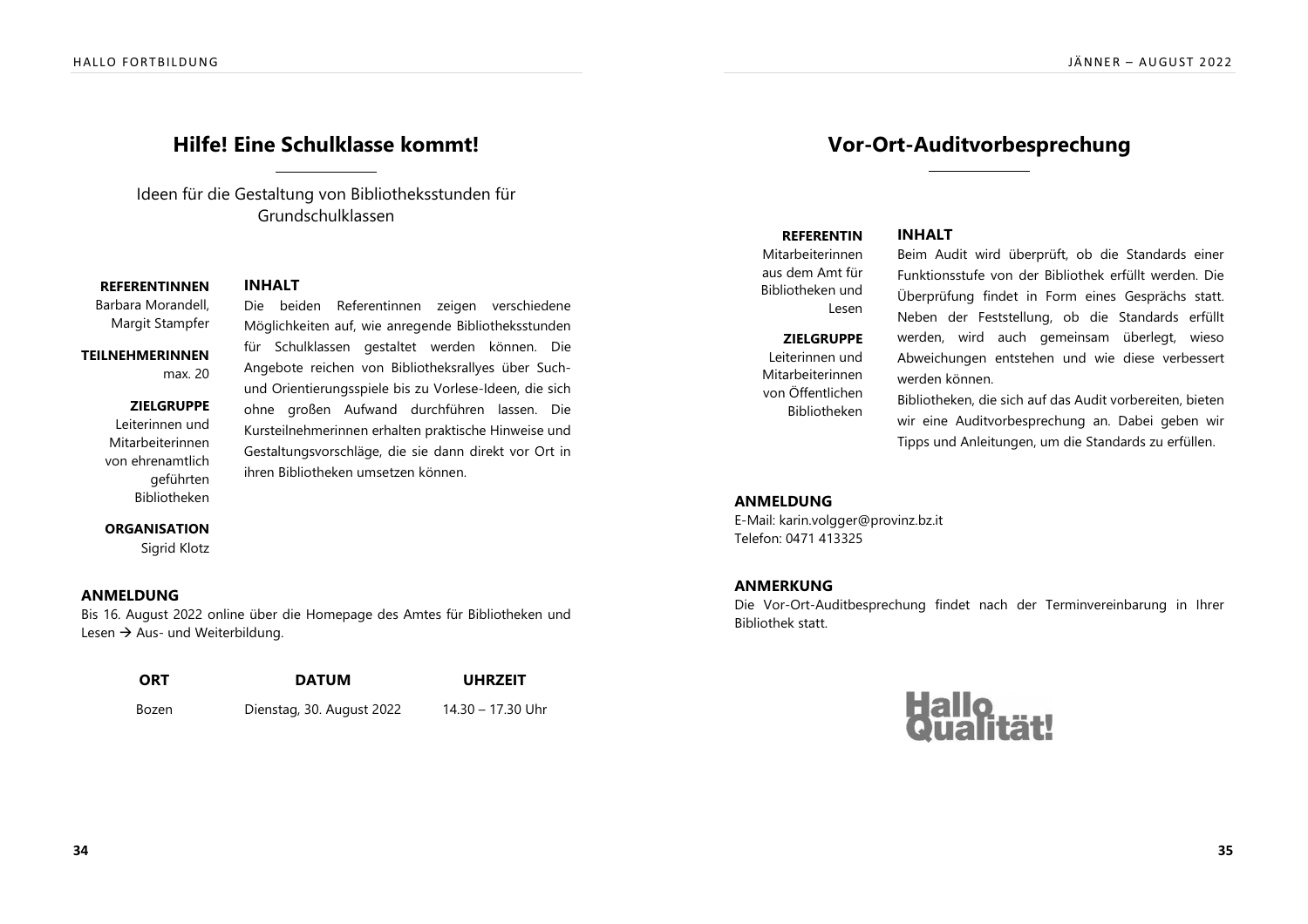## Hilfe! Eine Schulklasse kommt!

Ideen für die Gestaltung von Bibliotheksstunden für Grundschulklassen

**REFERENTINNEN**
Barbara Morandell, Margit Stampfer

**TEILNEHMERINNEN**
max. 20

**ZIELGRUPPE**
Leiterinnen und Mitarbeiterinnen von ehrenamtlich geführten Bibliotheken

**ORGANISATION**
Sigrid Klotz

**INHALT**

Die beiden Referentinnen zeigen verschiedene Möglichkeiten auf, wie anregende Bibliotheksstunden für Schulklassen gestaltet werden können. Die Angebote reichen von Bibliotheksrallyes über Such- und Orientierungsspiele bis zu Vorlese-Ideen, die sich ohne großen Aufwand durchführen lassen. Die Kursteilnehmerinnen erhalten praktische Hinweise und Gestaltungsvorschläge, die sie dann direkt vor Ort in ihren Bibliotheken umsetzen können.

**ANMELDUNG**

Bis 16. August 2022 online über die Homepage des Amtes für Bibliotheken und Lesen → Aus- und Weiterbildung.

| ORT | DATUM | UHRZEIT |
|---|---|---|
| Bozen | Dienstag, 30. August 2022 | 14.30 – 17.30 Uhr |

## Vor-Ort-Auditvorbesprechung

**REFERENTIN**
Mitarbeiterinnen aus dem Amt für Bibliotheken und Lesen

**ZIELGRUPPE**
Leiterinnen und Mitarbeiterinnen von Öffentlichen Bibliotheken

**INHALT**

Beim Audit wird überprüft, ob die Standards einer Funktionsstufe von der Bibliothek erfüllt werden. Die Überprüfung findet in Form eines Gesprächs statt. Neben der Feststellung, ob die Standards erfüllt werden, wird auch gemeinsam überlegt, wieso Abweichungen entstehen und wie diese verbessert werden können.

Bibliotheken, die sich auf das Audit vorbereiten, bieten wir eine Auditvorbesprechung an. Dabei geben wir Tipps und Anleitungen, um die Standards zu erfüllen.

**ANMELDUNG**

E-Mail: karin.volgger@provinz.bz.it
Telefon: 0471 413325

**ANMERKUNG**

Die Vor-Ort-Auditbesprechung findet nach der Terminvereinbarung in Ihrer Bibliothek statt.

Hallo Qualität!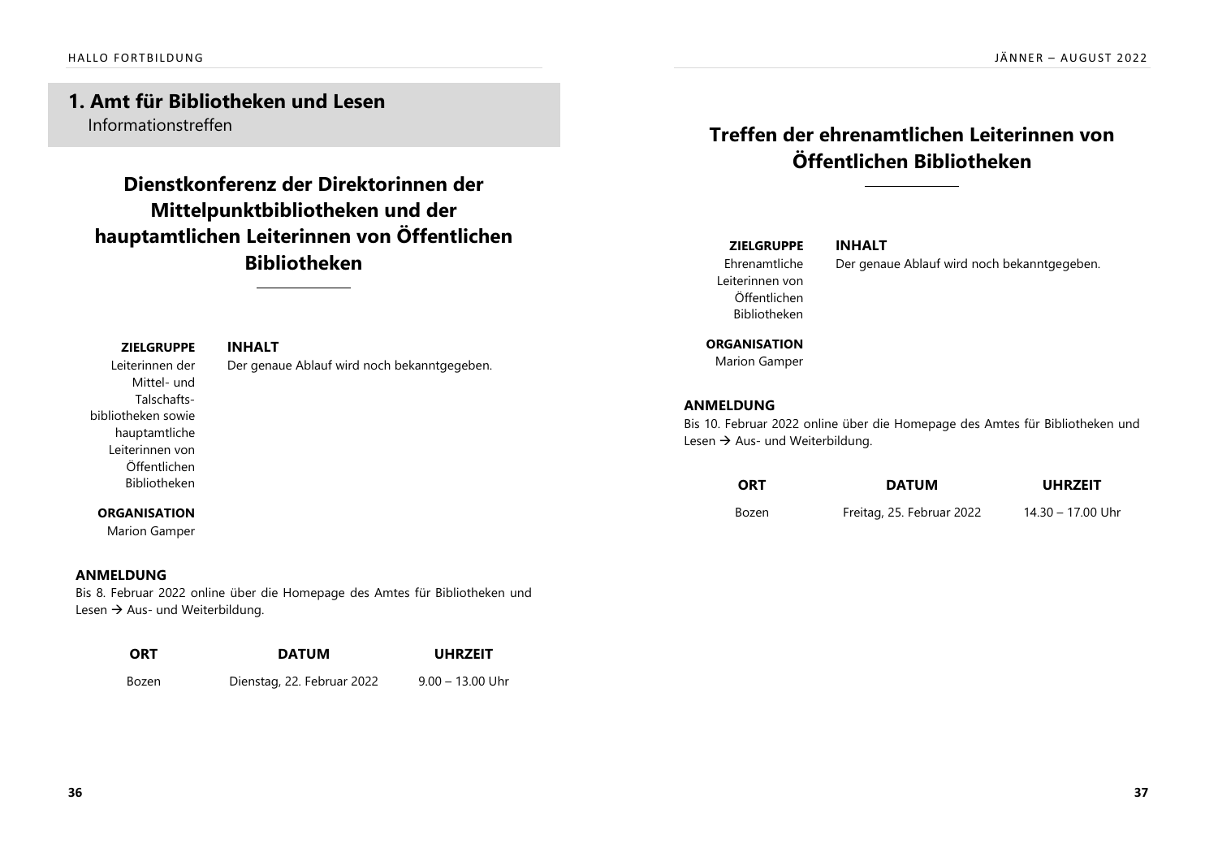## 1. Amt für Bibliotheken und Lesen

Informationstreffen

### Dienstkonferenz der Direktorinnen der Mittelpunktbibliotheken und der hauptamtlichen Leiterinnen von Öffentlichen Bibliotheken

**ZIELGRUPPE**
Leiterinnen der Mittel- und Talschaftsbibliotheken sowie hauptamtliche Leiterinnen von Öffentlichen Bibliotheken

**ORGANISATION**
Marion Gamper

**INHALT**
Der genaue Ablauf wird noch bekanntgegeben.

**ANMELDUNG**
Bis 8. Februar 2022 online über die Homepage des Amtes für Bibliotheken und Lesen → Aus- und Weiterbildung.

| ORT | DATUM | UHRZEIT |
|---|---|---|
| Bozen | Dienstag, 22. Februar 2022 | 9.00 – 13.00 Uhr |

### Treffen der ehrenamtlichen Leiterinnen von Öffentlichen Bibliotheken

**ZIELGRUPPE**
Ehrenamtliche Leiterinnen von Öffentlichen Bibliotheken

**ORGANISATION**
Marion Gamper

**INHALT**
Der genaue Ablauf wird noch bekanntgegeben.

**ANMELDUNG**
Bis 10. Februar 2022 online über die Homepage des Amtes für Bibliotheken und Lesen → Aus- und Weiterbildung.

| ORT | DATUM | UHRZEIT |
|---|---|---|
| Bozen | Freitag, 25. Februar 2022 | 14.30 – 17.00 Uhr |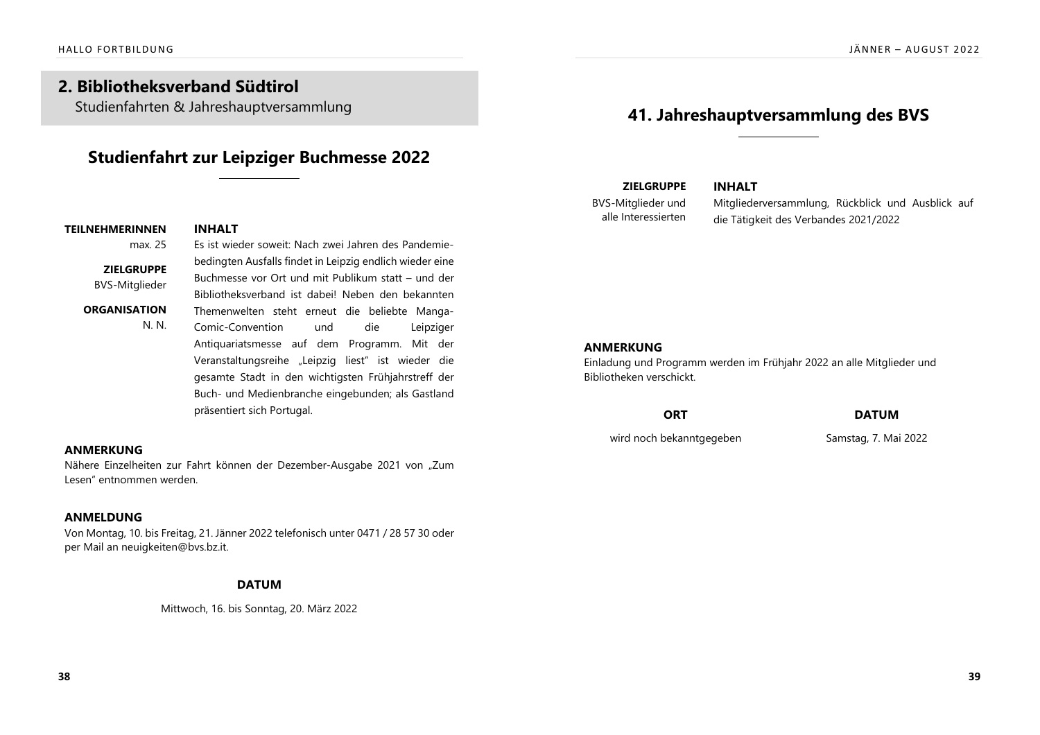## 2. Bibliotheksverband Südtirol

Studienfahrten & Jahreshauptversammlung

### Studienfahrt zur Leipziger Buchmesse 2022

**TEILNEHMERINNEN**
max. 25

**ZIELGRUPPE**
BVS-Mitglieder

**ORGANISATION**
N. N.

**INHALT**

Es ist wieder soweit: Nach zwei Jahren des Pandemie-bedingten Ausfalls findet in Leipzig endlich wieder eine Buchmesse vor Ort und mit Publikum statt – und der Bibliotheksverband ist dabei! Neben den bekannten Themenwelten steht erneut die beliebte Manga-Comic-Convention und die Leipziger Antiquariatsmesse auf dem Programm. Mit der Veranstaltungsreihe „Leipzig liest" ist wieder die gesamte Stadt in den wichtigsten Frühjahrstreff der Buch- und Medienbranche eingebunden; als Gastland präsentiert sich Portugal.

**ANMERKUNG**

Nähere Einzelheiten zur Fahrt können der Dezember-Ausgabe 2021 von „Zum Lesen" entnommen werden.

**ANMELDUNG**

Von Montag, 10. bis Freitag, 21. Jänner 2022 telefonisch unter 0471 / 28 57 30 oder per Mail an neuigkeiten@bvs.bz.it.

**DATUM**

Mittwoch, 16. bis Sonntag, 20. März 2022

### 41. Jahreshauptversammlung des BVS

**ZIELGRUPPE**
BVS-Mitglieder und alle Interessierten

**INHALT**

Mitgliederversammlung, Rückblick und Ausblick auf die Tätigkeit des Verbandes 2021/2022

**ANMERKUNG**

Einladung und Programm werden im Frühjahr 2022 an alle Mitglieder und Bibliotheken verschickt.

| ORT | DATUM |
|---|---|
| wird noch bekanntgegeben | Samstag, 7. Mai 2022 |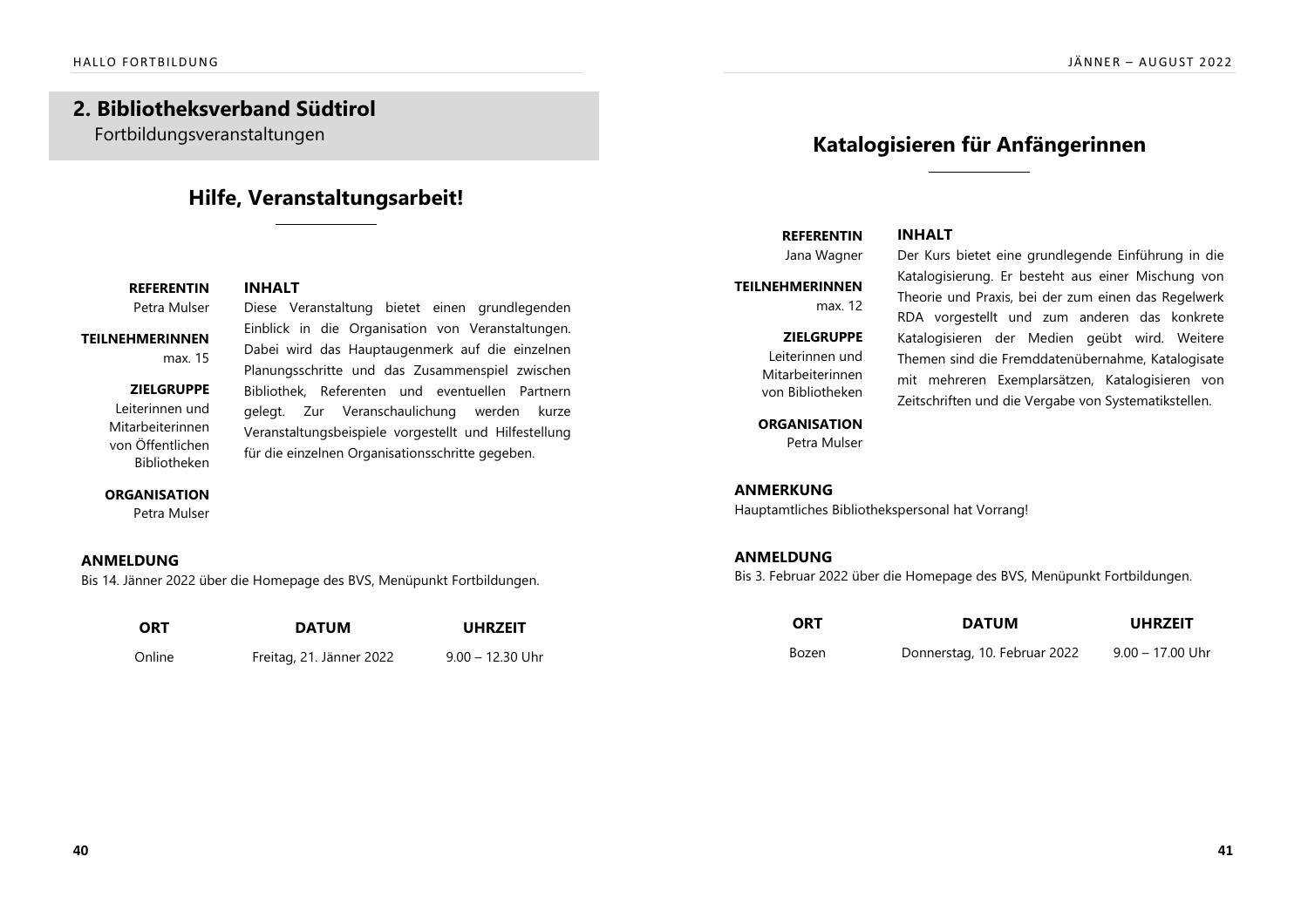## 2. Bibliotheksverband Südtirol

Fortbildungsveranstaltungen

### Hilfe, Veranstaltungsarbeit!

**REFERENTIN**
Petra Mulser

**TEILNEHMERINNEN**
max. 15

**ZIELGRUPPE**
Leiterinnen und Mitarbeiterinnen von Öffentlichen Bibliotheken

**ORGANISATION**
Petra Mulser

**INHALT**

Diese Veranstaltung bietet einen grundlegenden Einblick in die Organisation von Veranstaltungen. Dabei wird das Hauptaugenmerk auf die einzelnen Planungsschritte und das Zusammenspiel zwischen Bibliothek, Referenten und eventuellen Partnern gelegt. Zur Veranschaulichung werden kurze Veranstaltungsbeispiele vorgestellt und Hilfestellung für die einzelnen Organisationsschritte gegeben.

**ANMELDUNG**

Bis 14. Jänner 2022 über die Homepage des BVS, Menüpunkt Fortbildungen.

| ORT | DATUM | UHRZEIT |
|---|---|---|
| Online | Freitag, 21. Jänner 2022 | 9.00 – 12.30 Uhr |

### Katalogisieren für Anfängerinnen

**REFERENTIN**
Jana Wagner

**TEILNEHMERINNEN**
max. 12

**ZIELGRUPPE**
Leiterinnen und Mitarbeiterinnen von Bibliotheken

**ORGANISATION**
Petra Mulser

**INHALT**

Der Kurs bietet eine grundlegende Einführung in die Katalogisierung. Er besteht aus einer Mischung von Theorie und Praxis, bei der zum einen das Regelwerk RDA vorgestellt und zum anderen das konkrete Katalogisieren der Medien geübt wird. Weitere Themen sind die Fremddatenübernahme, Katalogisate mit mehreren Exemplarsätzen, Katalogisieren von Zeitschriften und die Vergabe von Systematikstellen.

**ANMERKUNG**

Hauptamtliches Bibliothekspersonal hat Vorrang!

**ANMELDUNG**

Bis 3. Februar 2022 über die Homepage des BVS, Menüpunkt Fortbildungen.

| ORT | DATUM | UHRZEIT |
|---|---|---|
| Bozen | Donnerstag, 10. Februar 2022 | 9.00 – 17.00 Uhr |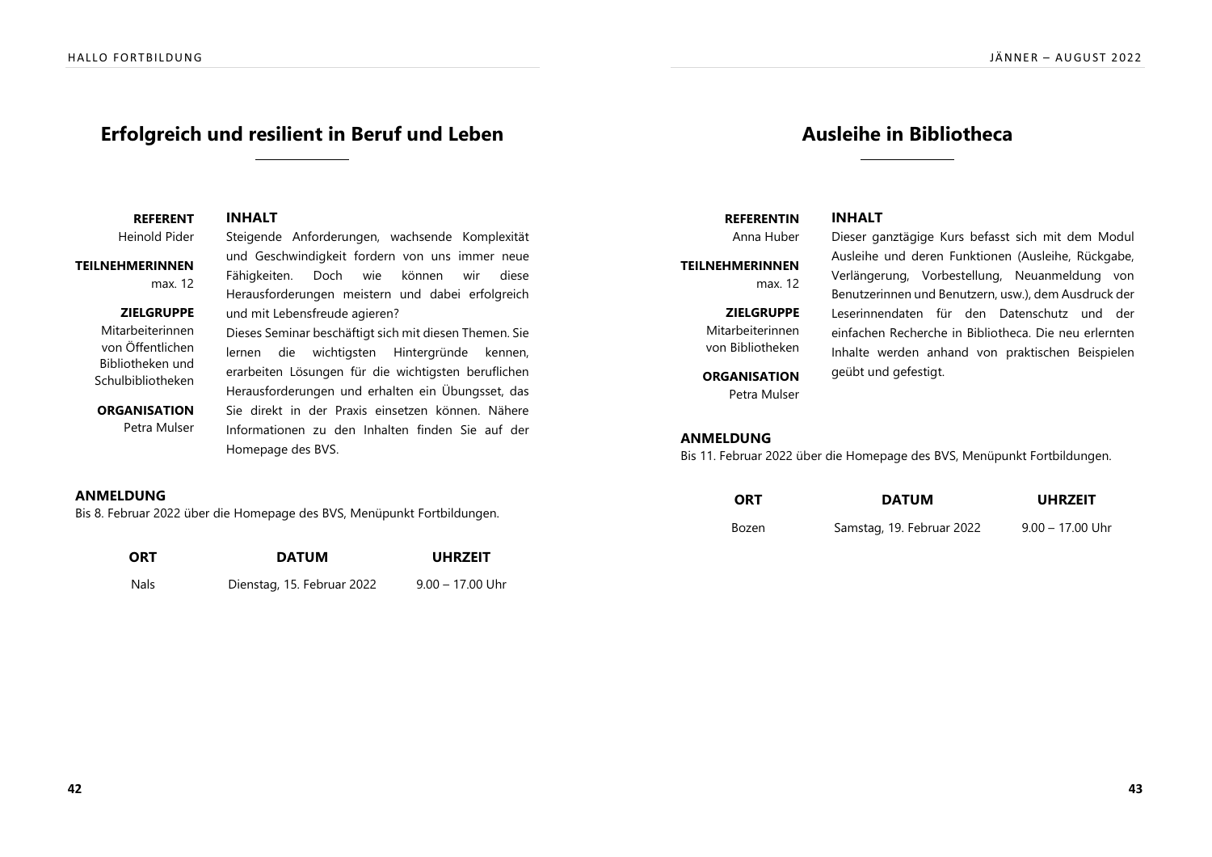## Erfolgreich und resilient in Beruf und Leben

**REFERENT**
Heinold Pider

**TEILNEHMERINNEN**
max. 12

**ZIELGRUPPE**
Mitarbeiterinnen von Öffentlichen Bibliotheken und Schulbibliotheken

**ORGANISATION**
Petra Mulser

**INHALT**

Steigende Anforderungen, wachsende Komplexität und Geschwindigkeit fordern von uns immer neue Fähigkeiten. Doch wie können wir diese Herausforderungen meistern und dabei erfolgreich und mit Lebensfreude agieren?
Dieses Seminar beschäftigt sich mit diesen Themen. Sie lernen die wichtigsten Hintergründe kennen, erarbeiten Lösungen für die wichtigsten beruflichen Herausforderungen und erhalten ein Übungsset, das Sie direkt in der Praxis einsetzen können. Nähere Informationen zu den Inhalten finden Sie auf der Homepage des BVS.

**ANMELDUNG**
Bis 8. Februar 2022 über die Homepage des BVS, Menüpunkt Fortbildungen.

| ORT | DATUM | UHRZEIT |
|---|---|---|
| Nals | Dienstag, 15. Februar 2022 | 9.00 – 17.00 Uhr |

## Ausleihe in Bibliotheca

**REFERENTIN**
Anna Huber

**TEILNEHMERINNEN**
max. 12

**ZIELGRUPPE**
Mitarbeiterinnen von Bibliotheken

**ORGANISATION**
Petra Mulser

**INHALT**

Dieser ganztägige Kurs befasst sich mit dem Modul Ausleihe und deren Funktionen (Ausleihe, Rückgabe, Verlängerung, Vorbestellung, Neuanmeldung von Benutzerinnen und Benutzern, usw.), dem Ausdruck der Leserinnendaten für den Datenschutz und der einfachen Recherche in Bibliotheca. Die neu erlernten Inhalte werden anhand von praktischen Beispielen geübt und gefestigt.

**ANMELDUNG**
Bis 11. Februar 2022 über die Homepage des BVS, Menüpunkt Fortbildungen.

| ORT | DATUM | UHRZEIT |
|---|---|---|
| Bozen | Samstag, 19. Februar 2022 | 9.00 – 17.00 Uhr |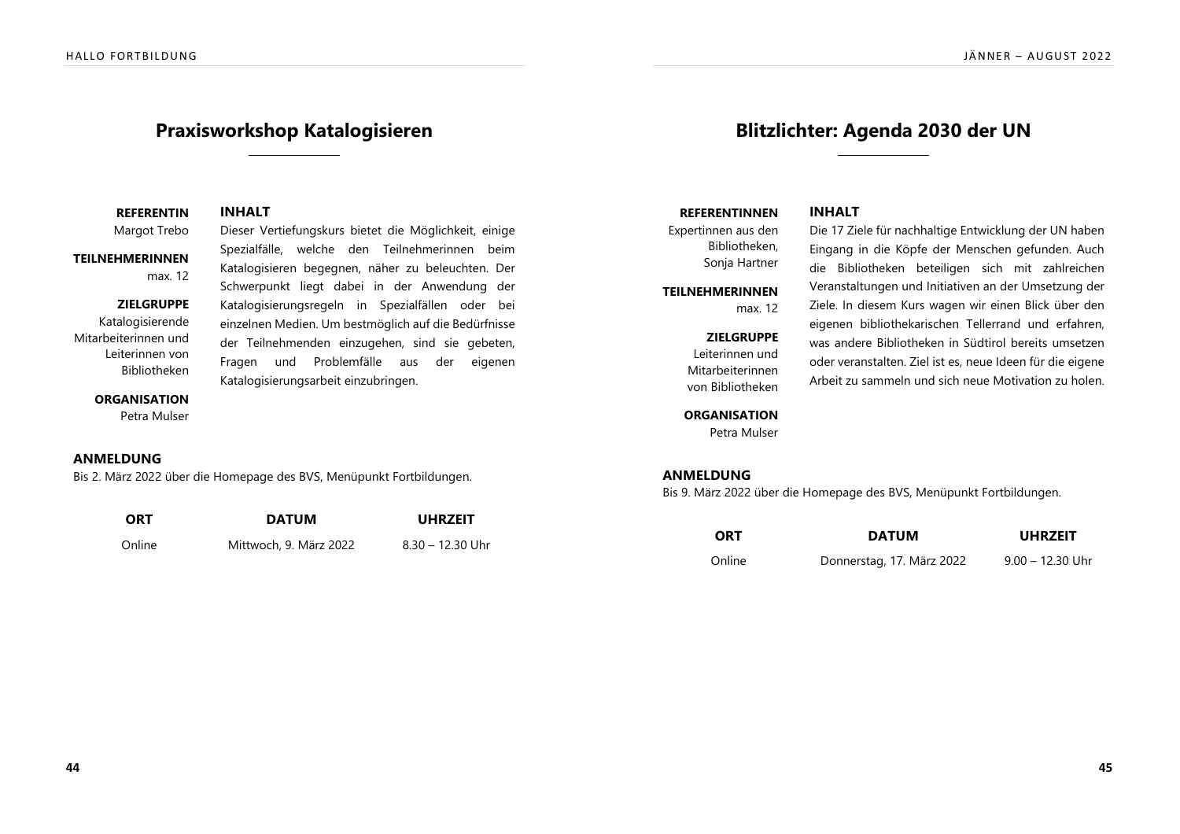## Praxisworkshop Katalogisieren

**REFERENTIN**
Margot Trebo

**TEILNEHMERINNEN**
max. 12

**ZIELGRUPPE**
Katalogisierende Mitarbeiterinnen und Leiterinnen von Bibliotheken

**ORGANISATION**
Petra Mulser

**INHALT**

Dieser Vertiefungskurs bietet die Möglichkeit, einige Spezialfälle, welche den Teilnehmerinnen beim Katalogisieren begegnen, näher zu beleuchten. Der Schwerpunkt liegt dabei in der Anwendung der Katalogisierungsregeln in Spezialfällen oder bei einzelnen Medien. Um bestmöglich auf die Bedürfnisse der Teilnehmenden einzugehen, sind sie gebeten, Fragen und Problemfälle aus der eigenen Katalogisierungsarbeit einzubringen.

**ANMELDUNG**

Bis 2. März 2022 über die Homepage des BVS, Menüpunkt Fortbildungen.

| ORT | DATUM | UHRZEIT |
| --- | --- | --- |
| Online | Mittwoch, 9. März 2022 | 8.30 – 12.30 Uhr |

## Blitzlichter: Agenda 2030 der UN

**REFERENTINNEN**
Expertinnen aus den Bibliotheken, Sonja Hartner

**TEILNEHMERINNEN**
max. 12

**ZIELGRUPPE**
Leiterinnen und Mitarbeiterinnen von Bibliotheken

**ORGANISATION**
Petra Mulser

**INHALT**

Die 17 Ziele für nachhaltige Entwicklung der UN haben Eingang in die Köpfe der Menschen gefunden. Auch die Bibliotheken beteiligen sich mit zahlreichen Veranstaltungen und Initiativen an der Umsetzung der Ziele. In diesem Kurs wagen wir einen Blick über den eigenen bibliothekarischen Tellerrand und erfahren, was andere Bibliotheken in Südtirol bereits umsetzen oder veranstalten. Ziel ist es, neue Ideen für die eigene Arbeit zu sammeln und sich neue Motivation zu holen.

**ANMELDUNG**

Bis 9. März 2022 über die Homepage des BVS, Menüpunkt Fortbildungen.

| ORT | DATUM | UHRZEIT |
| --- | --- | --- |
| Online | Donnerstag, 17. März 2022 | 9.00 – 12.30 Uhr |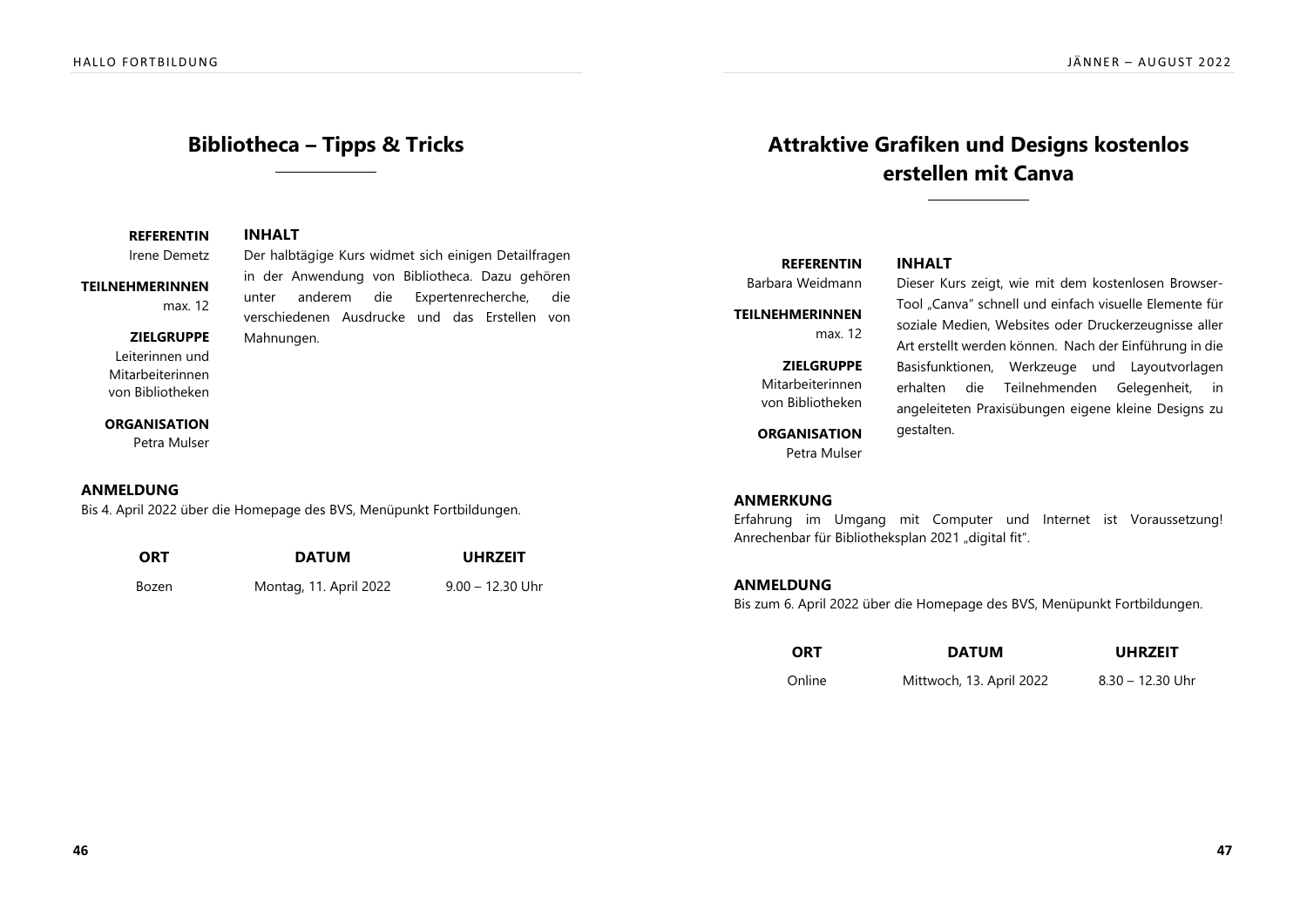## Bibliotheca – Tipps & Tricks

**REFERENTIN**
Irene Demetz

**TEILNEHMERINNEN**
max. 12

**ZIELGRUPPE**
Leiterinnen und Mitarbeiterinnen von Bibliotheken

**ORGANISATION**
Petra Mulser

**INHALT**

Der halbtägige Kurs widmet sich einigen Detailfragen in der Anwendung von Bibliotheca. Dazu gehören unter anderem die Expertenrecherche, die verschiedenen Ausdrucke und das Erstellen von Mahnungen.

**ANMELDUNG**

Bis 4. April 2022 über die Homepage des BVS, Menüpunkt Fortbildungen.

| ORT | DATUM | UHRZEIT |
|---|---|---|
| Bozen | Montag, 11. April 2022 | 9.00 – 12.30 Uhr |

## Attraktive Grafiken und Designs kostenlos erstellen mit Canva

**REFERENTIN**
Barbara Weidmann

**TEILNEHMERINNEN**
max. 12

**ZIELGRUPPE**
Mitarbeiterinnen von Bibliotheken

**ORGANISATION**
Petra Mulser

**INHALT**

Dieser Kurs zeigt, wie mit dem kostenlosen Browser-Tool „Canva" schnell und einfach visuelle Elemente für soziale Medien, Websites oder Druckerzeugnisse aller Art erstellt werden können. Nach der Einführung in die Basisfunktionen, Werkzeuge und Layoutvorlagen erhalten die Teilnehmenden Gelegenheit, in angeleiteten Praxisübungen eigene kleine Designs zu gestalten.

**ANMERKUNG**

Erfahrung im Umgang mit Computer und Internet ist Voraussetzung! Anrechenbar für Bibliotheksplan 2021 „digital fit".

**ANMELDUNG**

Bis zum 6. April 2022 über die Homepage des BVS, Menüpunkt Fortbildungen.

| ORT | DATUM | UHRZEIT |
|---|---|---|
| Online | Mittwoch, 13. April 2022 | 8.30 – 12.30 Uhr |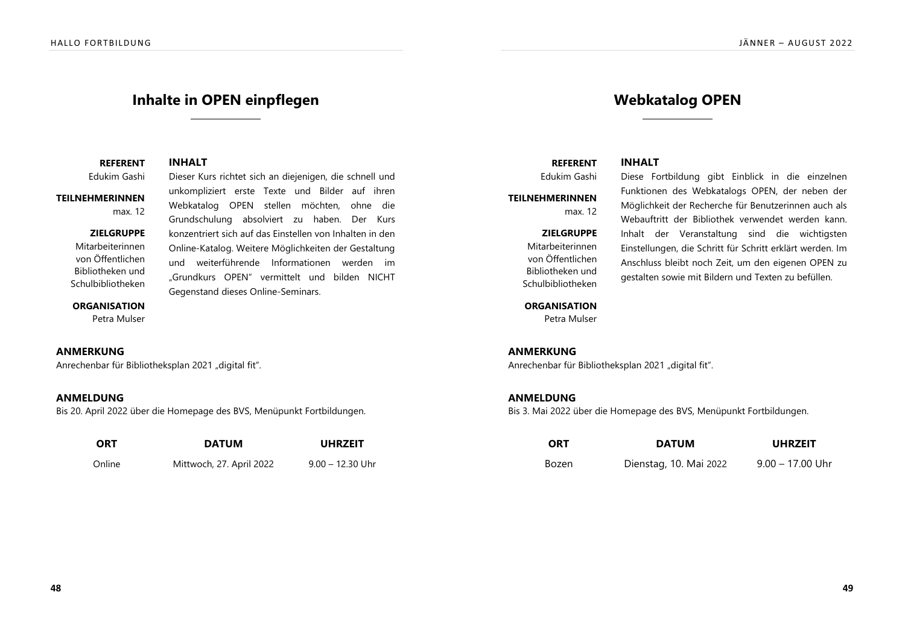# Inhalte in OPEN einpflegen

**REFERENT**
Edukim Gashi

**TEILNEHMERINNEN**
max. 12

**ZIELGRUPPE**
Mitarbeiterinnen von Öffentlichen Bibliotheken und Schulbibliotheken

**ORGANISATION**
Petra Mulser

**INHALT**

Dieser Kurs richtet sich an diejenigen, die schnell und unkompliziert erste Texte und Bilder auf ihren Webkatalog OPEN stellen möchten, ohne die Grundschulung absolviert zu haben. Der Kurs konzentriert sich auf das Einstellen von Inhalten in den Online-Katalog. Weitere Möglichkeiten der Gestaltung und weiterführende Informationen werden im „Grundkurs OPEN" vermittelt und bilden NICHT Gegenstand dieses Online-Seminars.

**ANMERKUNG**

Anrechenbar für Bibliotheksplan 2021 „digital fit".

**ANMELDUNG**

Bis 20. April 2022 über die Homepage des BVS, Menüpunkt Fortbildungen.

| ORT | DATUM | UHRZEIT |
|---|---|---|
| Online | Mittwoch, 27. April 2022 | 9.00 – 12.30 Uhr |

# Webkatalog OPEN

**REFERENT**
Edukim Gashi

**TEILNEHMERINNEN**
max. 12

**ZIELGRUPPE**
Mitarbeiterinnen von Öffentlichen Bibliotheken und Schulbibliotheken

**ORGANISATION**
Petra Mulser

**INHALT**

Diese Fortbildung gibt Einblick in die einzelnen Funktionen des Webkatalogs OPEN, der neben der Möglichkeit der Recherche für Benutzerinnen auch als Webauftritt der Bibliothek verwendet werden kann. Inhalt der Veranstaltung sind die wichtigsten Einstellungen, die Schritt für Schritt erklärt werden. Im Anschluss bleibt noch Zeit, um den eigenen OPEN zu gestalten sowie mit Bildern und Texten zu befüllen.

**ANMERKUNG**

Anrechenbar für Bibliotheksplan 2021 „digital fit".

**ANMELDUNG**

Bis 3. Mai 2022 über die Homepage des BVS, Menüpunkt Fortbildungen.

| ORT | DATUM | UHRZEIT |
|---|---|---|
| Bozen | Dienstag, 10. Mai 2022 | 9.00 – 17.00 Uhr |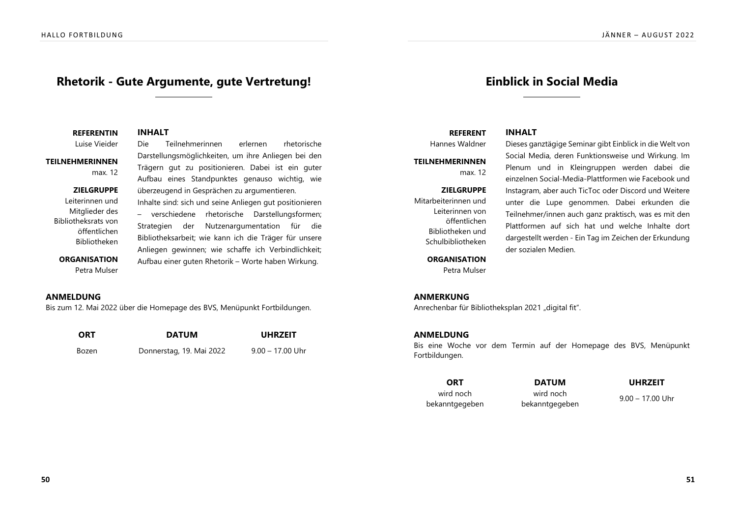## Rhetorik - Gute Argumente, gute Vertretung!

**REFERENTIN**
Luise Vieider

**TEILNEHMERINNEN**
max. 12

**ZIELGRUPPE**
Leiterinnen und Mitglieder des Bibliotheksrats von öffentlichen Bibliotheken

**ORGANISATION**
Petra Mulser

**INHALT**

Die Teilnehmerinnen erlernen rhetorische Darstellungsmöglichkeiten, um ihre Anliegen bei den Trägern gut zu positionieren. Dabei ist ein guter Aufbau eines Standpunktes genauso wichtig, wie überzeugend in Gesprächen zu argumentieren.
Inhalte sind: sich und seine Anliegen gut positionieren – verschiedene rhetorische Darstellungsformen; Strategien der Nutzenargumentation für die Bibliotheksarbeit; wie kann ich die Träger für unsere Anliegen gewinnen; wie schaffe ich Verbindlichkeit; Aufbau einer guten Rhetorik – Worte haben Wirkung.

**ANMELDUNG**

Bis zum 12. Mai 2022 über die Homepage des BVS, Menüpunkt Fortbildungen.

| ORT | DATUM | UHRZEIT |
| --- | --- | --- |
| Bozen | Donnerstag, 19. Mai 2022 | 9.00 – 17.00 Uhr |

## Einblick in Social Media

**REFERENT**
Hannes Waldner

**TEILNEHMERINNEN**
max. 12

**ZIELGRUPPE**
Mitarbeiterinnen und Leiterinnen von öffentlichen Bibliotheken und Schulbibliotheken

**ORGANISATION**
Petra Mulser

**INHALT**

Dieses ganztägige Seminar gibt Einblick in die Welt von Social Media, deren Funktionsweise und Wirkung. Im Plenum und in Kleingruppen werden dabei die einzelnen Social-Media-Plattformen wie Facebook und Instagram, aber auch TicToc oder Discord und Weitere unter die Lupe genommen. Dabei erkunden die Teilnehmer/innen auch ganz praktisch, was es mit den Plattformen auf sich hat und welche Inhalte dort dargestellt werden - Ein Tag im Zeichen der Erkundung der sozialen Medien.

**ANMERKUNG**

Anrechenbar für Bibliotheksplan 2021 „digital fit".

**ANMELDUNG**

Bis eine Woche vor dem Termin auf der Homepage des BVS, Menüpunkt Fortbildungen.

| ORT | DATUM | UHRZEIT |
| --- | --- | --- |
| wird noch bekanntgegeben | wird noch bekanntgegeben | 9.00 – 17.00 Uhr |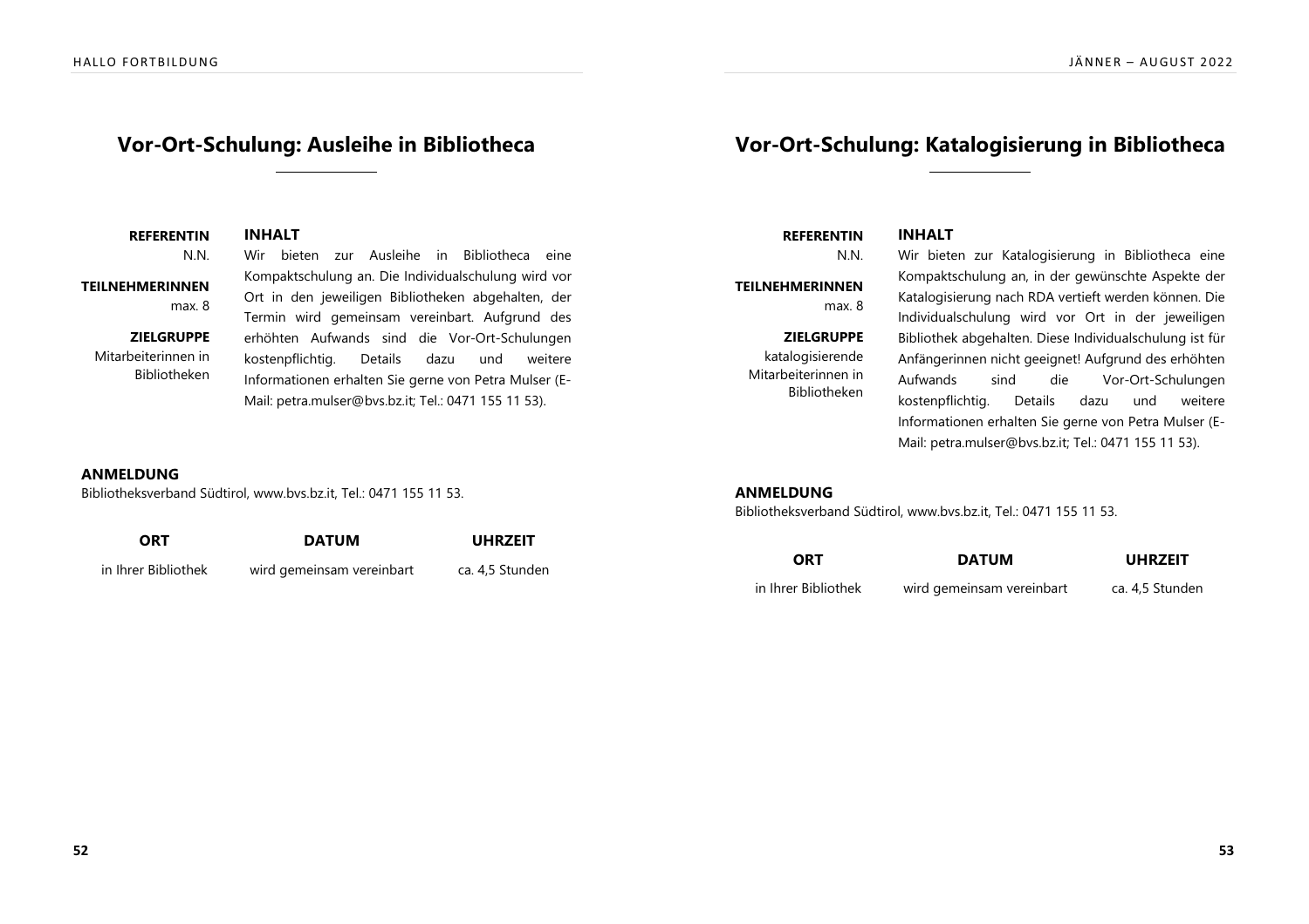## Vor-Ort-Schulung: Ausleihe in Bibliotheca

**REFERENTIN**
N.N.

**TEILNEHMERINNEN**
max. 8

**ZIELGRUPPE**
Mitarbeiterinnen in Bibliotheken

**INHALT**

Wir bieten zur Ausleihe in Bibliotheca eine Kompaktschulung an. Die Individualschulung wird vor Ort in den jeweiligen Bibliotheken abgehalten, der Termin wird gemeinsam vereinbart. Aufgrund des erhöhten Aufwands sind die Vor-Ort-Schulungen kostenpflichtig. Details dazu und weitere Informationen erhalten Sie gerne von Petra Mulser (E-Mail: petra.mulser@bvs.bz.it; Tel.: 0471 155 11 53).

**ANMELDUNG**

Bibliotheksverband Südtirol, www.bvs.bz.it, Tel.: 0471 155 11 53.

| ORT | DATUM | UHRZEIT |
|---|---|---|
| in Ihrer Bibliothek | wird gemeinsam vereinbart | ca. 4,5 Stunden |

## Vor-Ort-Schulung: Katalogisierung in Bibliotheca

**REFERENTIN**
N.N.

**TEILNEHMERINNEN**
max. 8

**ZIELGRUPPE**
katalogisierende Mitarbeiterinnen in Bibliotheken

**INHALT**

Wir bieten zur Katalogisierung in Bibliotheca eine Kompaktschulung an, in der gewünschte Aspekte der Katalogisierung nach RDA vertieft werden können. Die Individualschulung wird vor Ort in der jeweiligen Bibliothek abgehalten. Diese Individualschulung ist für Anfängerinnen nicht geeignet! Aufgrund des erhöhten Aufwands sind die Vor-Ort-Schulungen kostenpflichtig. Details dazu und weitere Informationen erhalten Sie gerne von Petra Mulser (E-Mail: petra.mulser@bvs.bz.it; Tel.: 0471 155 11 53).

**ANMELDUNG**

Bibliotheksverband Südtirol, www.bvs.bz.it, Tel.: 0471 155 11 53.

| ORT | DATUM | UHRZEIT |
|---|---|---|
| in Ihrer Bibliothek | wird gemeinsam vereinbart | ca. 4,5 Stunden |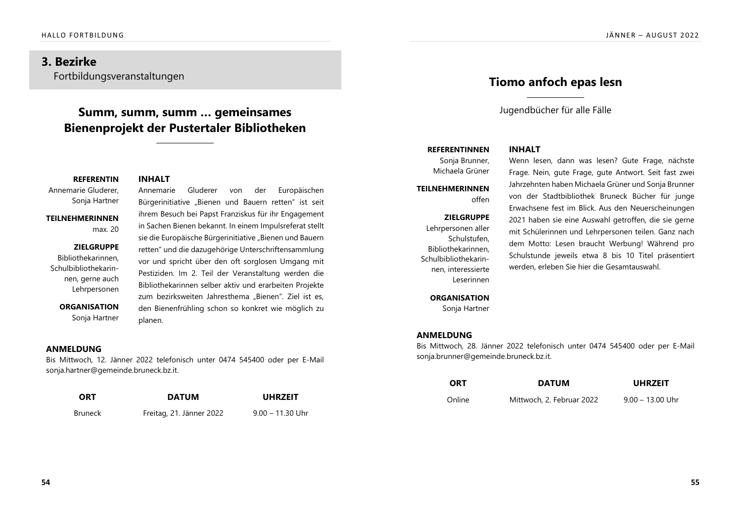## 3. Bezirke

Fortbildungsveranstaltungen

### Summm, summ, summ … gemeinsames Bienenprojekt der Pustertaler Bibliotheken

**REFERENTIN**
Annemarie Gluderer, Sonja Hartner

**TEILNEHMERINNEN**
max. 20

**ZIELGRUPPE**
Bibliothekarinnen, Schulbibliothekarinnen, gerne auch Lehrpersonen

**ORGANISATION**
Sonja Hartner

**INHALT**

Annemarie Gluderer von der Europäischen Bürgerinitiative „Bienen und Bauern retten" ist seit ihrem Besuch bei Papst Franziskus für ihr Engagement in Sachen Bienen bekannt. In einem Impulsreferat stellt sie die Europäische Bürgerinitiative „Bienen und Bauern retten" und die dazugehörige Unterschriftensammlung vor und spricht über den oft sorglosen Umgang mit Pestiziden. Im 2. Teil der Veranstaltung werden die Bibliothekarinnen selber aktiv und erarbeiten Projekte zum bezirksweiten Jahresthema „Bienen". Ziel ist es, den Bienenfrühling schon so konkret wie möglich zu planen.

**ANMELDUNG**

Bis Mittwoch, 12. Jänner 2022 telefonisch unter 0474 545400 oder per E-Mail sonja.hartner@gemeinde.bruneck.bz.it.

| ORT | DATUM | UHRZEIT |
|---|---|---|
| Bruneck | Freitag, 21. Jänner 2022 | 9.00 – 11.30 Uhr |

### Tiomo anfoch epas lesn

Jugendbücher für alle Fälle

**REFERENTINNEN**
Sonja Brunner, Michaela Grüner

**TEILNEHMERINNEN**
offen

**ZIELGRUPPE**
Lehrpersonen aller Schulstufen, Bibliothekarinnen, Schulbibliothekarinnen, interessierte Leserinnen

**ORGANISATION**
Sonja Hartner

**INHALT**

Wenn lesen, dann was lesen? Gute Frage, nächste Frage. Nein, gute Frage, gute Antwort. Seit fast zwei Jahrzehnten haben Michaela Grüner und Sonja Brunner von der Stadtbibliothek Bruneck Bücher für junge Erwachsene fest im Blick. Aus den Neuerscheinungen 2021 haben sie eine Auswahl getroffen, die sie gerne mit Schülerinnen und Lehrpersonen teilen. Ganz nach dem Motto: Lesen braucht Werbung! Während pro Schulstunde jeweils etwa 8 bis 10 Titel präsentiert werden, erleben Sie hier die Gesamtauswahl.

**ANMELDUNG**

Bis Mittwoch, 28. Jänner 2022 telefonisch unter 0474 545400 oder per E-Mail sonja.brunner@gemeinde.bruneck.bz.it.

| ORT | DATUM | UHRZEIT |
|---|---|---|
| Online | Mittwoch, 2. Februar 2022 | 9.00 – 13.00 Uhr |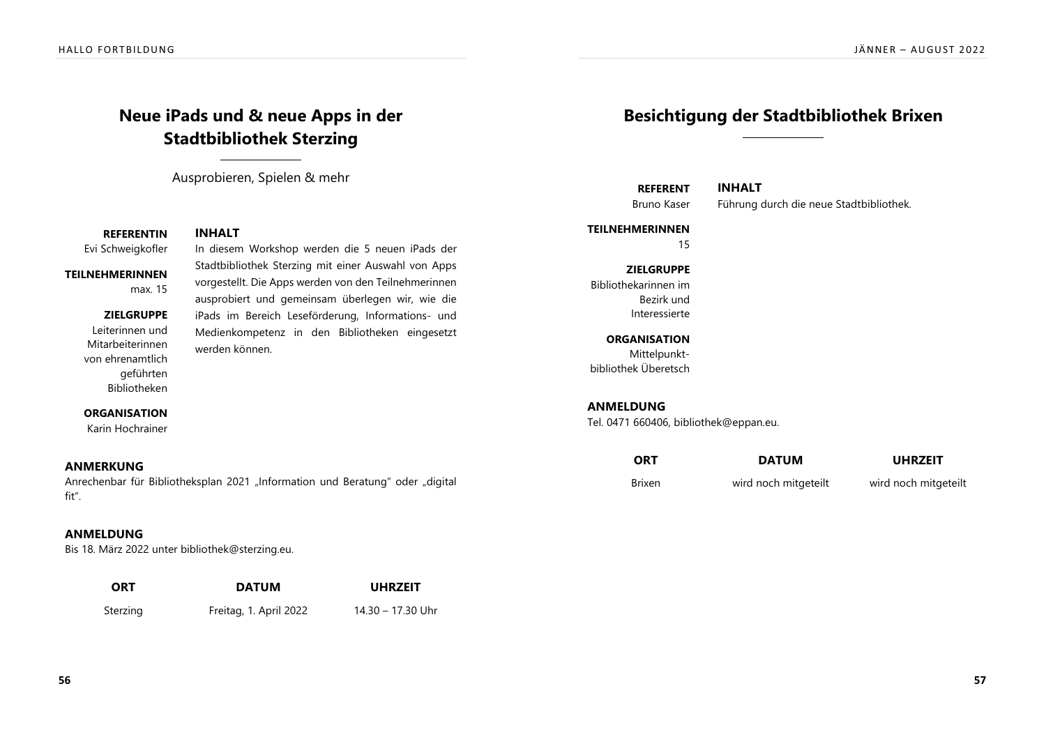## Neue iPads und & neue Apps in der Stadtbibliothek Sterzing

Ausprobieren, Spielen & mehr

**REFERENTIN**
Evi Schweigkofler

**TEILNEHMERINNEN**
max. 15

**ZIELGRUPPE**
Leiterinnen und Mitarbeiterinnen von ehrenamtlich geführten Bibliotheken

**ORGANISATION**
Karin Hochrainer

**INHALT**
In diesem Workshop werden die 5 neuen iPads der Stadtbibliothek Sterzing mit einer Auswahl von Apps vorgestellt. Die Apps werden von den Teilnehmerinnen ausprobiert und gemeinsam überlegen wir, wie die iPads im Bereich Leseförderung, Informations- und Medienkompetenz in den Bibliotheken eingesetzt werden können.

**ANMERKUNG**
Anrechenbar für Bibliotheksplan 2021 „Information und Beratung" oder „digital fit".

**ANMELDUNG**
Bis 18. März 2022 unter bibliothek@sterzing.eu.

| ORT | DATUM | UHRZEIT |
| --- | --- | --- |
| Sterzing | Freitag, 1. April 2022 | 14.30 – 17.30 Uhr |

## Besichtigung der Stadtbibliothek Brixen

**REFERENT**
Bruno Kaser

**TEILNEHMERINNEN**
15

**ZIELGRUPPE**
Bibliothekarinnen im Bezirk und Interessierte

**ORGANISATION**
Mittelpunkt-bibliothek Überetsch

**INHALT**
Führung durch die neue Stadtbibliothek.

**ANMELDUNG**
Tel. 0471 660406, bibliothek@eppan.eu.

| ORT | DATUM | UHRZEIT |
| --- | --- | --- |
| Brixen | wird noch mitgeteilt | wird noch mitgeteilt |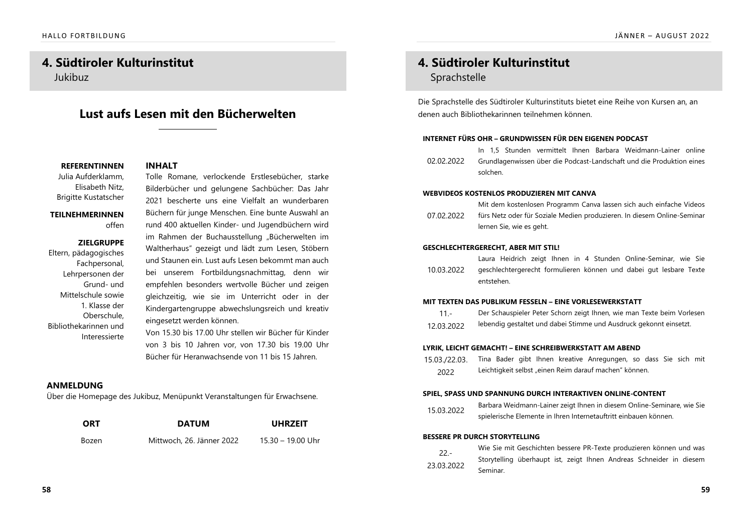## 4. Südtiroler Kulturinstitut

Jukibuz

# Lust aufs Lesen mit den Bücherwelten

**REFERENTINNEN**
Julia Aufderklamm, Elisabeth Nitz, Brigitte Kustatscher

**TEILNEHMERINNEN**
offen

**ZIELGRUPPE**
Eltern, pädagogisches Fachpersonal, Lehrpersonen der Grund- und Mittelschule sowie 1. Klasse der Oberschule, Bibliothekarinnen und Interessierte

**INHALT**

Tolle Romane, verlockende Erstlesebücher, starke Bilderbücher und gelungene Sachbücher: Das Jahr 2021 bescherte uns eine Vielfalt an wunderbaren Büchern für junge Menschen. Eine bunte Auswahl an rund 400 aktuellen Kinder- und Jugendbüchern wird im Rahmen der Buchausstellung „Bücherwelten im Waltherhaus" gezeigt und lädt zum Lesen, Stöbern und Staunen ein. Lust aufs Lesen bekommt man auch bei unserem Fortbildungsnachmittag, denn wir empfehlen besonders wertvolle Bücher und zeigen gleichzeitig, wie sie im Unterricht oder in der Kindergartengruppe abwechslungsreich und kreativ eingesetzt werden können.
Von 15.30 bis 17.00 Uhr stellen wir Bücher für Kinder von 3 bis 10 Jahren vor, von 17.30 bis 19.00 Uhr Bücher für Heranwachsende von 11 bis 15 Jahren.

**ANMELDUNG**

Über die Homepage des Jukibuz, Menüpunkt Veranstaltungen für Erwachsene.

| ORT | DATUM | UHRZEIT |
| --- | --- | --- |
| Bozen | Mittwoch, 26. Jänner 2022 | 15.30 – 19.00 Uhr |

## 4. Südtiroler Kulturinstitut

Sprachstelle

Die Sprachstelle des Südtiroler Kulturinstituts bietet eine Reihe von Kursen an, an denen auch Bibliothekarinnen teilnehmen können.

**INTERNET FÜRS OHR – GRUNDWISSEN FÜR DEN EIGENEN PODCAST**

| | |
| --- | --- |
| 02.02.2022 | In 1,5 Stunden vermittelt Ihnen Barbara Weidmann-Lainer online Grundlagenwissen über die Podcast-Landschaft und die Produktion eines solchen. |

**WEBVIDEOS KOSTENLOS PRODUZIEREN MIT CANVA**

| | |
| --- | --- |
| 07.02.2022 | Mit dem kostenlosen Programm Canva lassen sich auch einfache Videos fürs Netz oder für Soziale Medien produzieren. In diesem Online-Seminar lernen Sie, wie es geht. |

**GESCHLECHTERGERECHT, ABER MIT STIL!**

| | |
| --- | --- |
| 10.03.2022 | Laura Heidrich zeigt Ihnen in 4 Stunden Online-Seminar, wie Sie geschlechtergerecht formulieren können und dabei gut lesbare Texte entstehen. |

**MIT TEXTEN DAS PUBLIKUM FESSELN – EINE VORLESEWERKSTATT**

| | |
| --- | --- |
| 11.-12.03.2022 | Der Schauspieler Peter Schorn zeigt Ihnen, wie man Texte beim Vorlesen lebendig gestaltet und dabei Stimme und Ausdruck gekonnt einsetzt. |

**LYRIK, LEICHT GEMACHT! – EINE SCHREIBWERKSTATT AM ABEND**

| | |
| --- | --- |
| 15.03./22.03.2022 | Tina Bader gibt Ihnen kreative Anregungen, so dass Sie sich mit Leichtigkeit selbst „einen Reim darauf machen" können. |

**SPIEL, SPASS UND SPANNUNG DURCH INTERAKTIVEN ONLINE-CONTENT**

| | |
| --- | --- |
| 15.03.2022 | Barbara Weidmann-Lainer zeigt Ihnen in diesem Online-Seminare, wie Sie spielerische Elemente in Ihren Internetauftritt einbauen können. |

**BESSERE PR DURCH STORYTELLING**

| | |
| --- | --- |
| 22.-23.03.2022 | Wie Sie mit Geschichten bessere PR-Texte produzieren können und was Storytelling überhaupt ist, zeigt Ihnen Andreas Schneider in diesem Seminar. |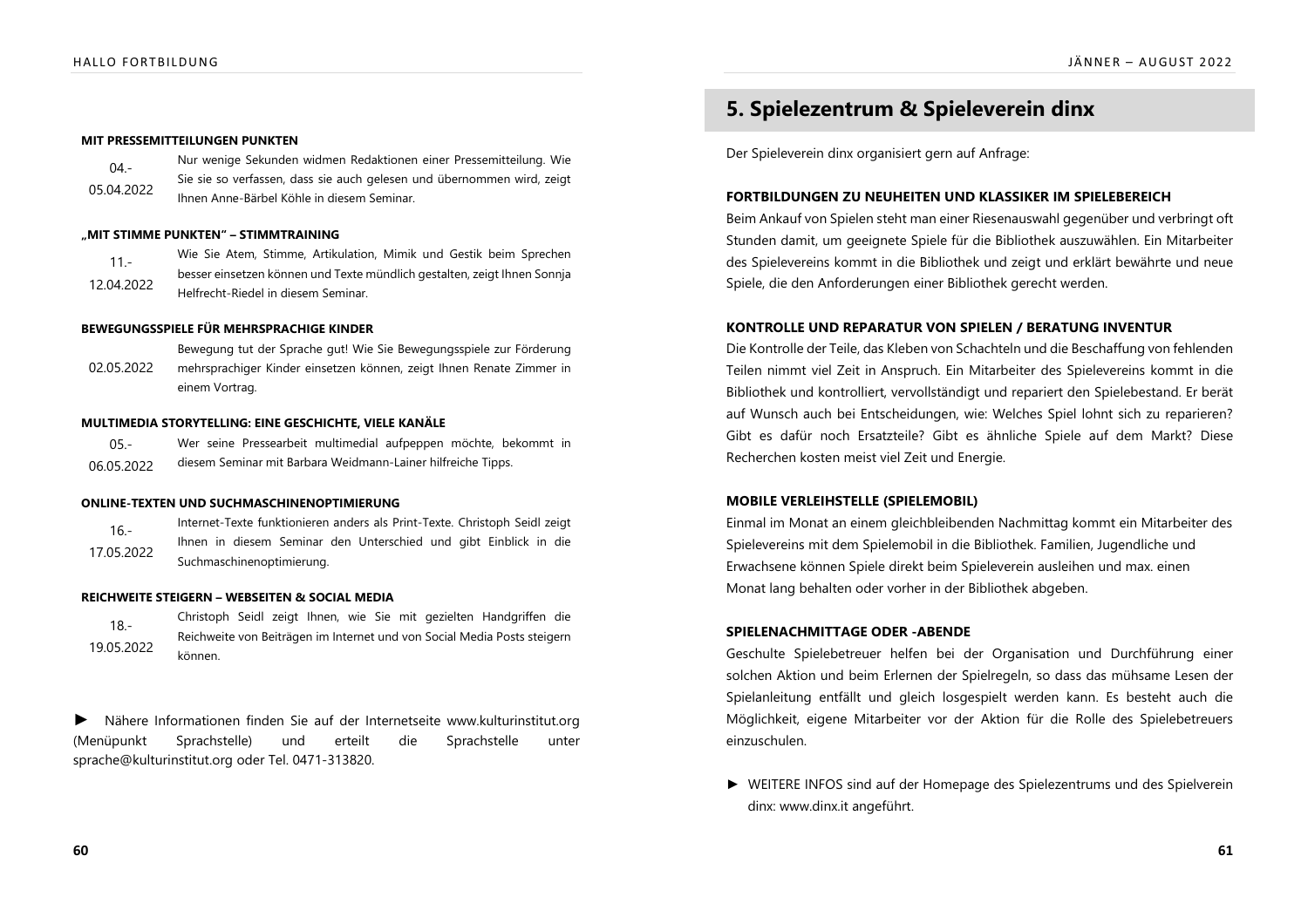#### MIT PRESSEMITTEILUNGEN PUNKTEN

| | |
|---|---|
| 04.-05.04.2022 | Nur wenige Sekunden widmen Redaktionen einer Pressemitteilung. Wie Sie sie so verfassen, dass sie auch gelesen und übernommen wird, zeigt Ihnen Anne-Bärbel Köhle in diesem Seminar. |

#### „MIT STIMME PUNKTEN" – STIMMTRAINING

| | |
|---|---|
| 11.-12.04.2022 | Wie Sie Atem, Stimme, Artikulation, Mimik und Gestik beim Sprechen besser einsetzen können und Texte mündlich gestalten, zeigt Ihnen Sonnja Helfrecht-Riedel in diesem Seminar. |

#### BEWEGUNGSSPIELE FÜR MEHRSPRACHIGE KINDER

| | |
|---|---|
| 02.05.2022 | Bewegung tut der Sprache gut! Wie Sie Bewegungsspiele zur Förderung mehrsprachiger Kinder einsetzen können, zeigt Ihnen Renate Zimmer in einem Vortrag. |

#### MULTIMEDIA STORYTELLING: EINE GESCHICHTE, VIELE KANÄLE

| | |
|---|---|
| 05.-06.05.2022 | Wer seine Pressearbeit multimedial aufpeppen möchte, bekommt in diesem Seminar mit Barbara Weidmann-Lainer hilfreiche Tipps. |

#### ONLINE-TEXTEN UND SUCHMASCHINENOPTIMIERUNG

| | |
|---|---|
| 16.-17.05.2022 | Internet-Texte funktionieren anders als Print-Texte. Christoph Seidl zeigt Ihnen in diesem Seminar den Unterschied und gibt Einblick in die Suchmaschinenoptimierung. |

#### REICHWEITE STEIGERN – WEBSEITEN & SOCIAL MEDIA

| | |
|---|---|
| 18.-19.05.2022 | Christoph Seidl zeigt Ihnen, wie Sie mit gezielten Handgriffen die Reichweite von Beiträgen im Internet und von Social Media Posts steigern können. |

► Nähere Informationen finden Sie auf der Internetseite www.kulturinstitut.org (Menüpunkt Sprachstelle) und erteilt die Sprachstelle unter sprache@kulturinstitut.org oder Tel. 0471-313820.

## 5. Spielezentrum & Spieleverein dinx

Der Spieleverein dinx organisiert gern auf Anfrage:

#### FORTBILDUNGEN ZU NEUHEITEN UND KLASSIKER IM SPIELEBEREICH

Beim Ankauf von Spielen steht man einer Riesenauswahl gegenüber und verbringt oft Stunden damit, um geeignete Spiele für die Bibliothek auszuwählen. Ein Mitarbeiter des Spielevereins kommt in die Bibliothek und zeigt und erklärt bewährte und neue Spiele, die den Anforderungen einer Bibliothek gerecht werden.

#### KONTROLLE UND REPARATUR VON SPIELEN / BERATUNG INVENTUR

Die Kontrolle der Teile, das Kleben von Schachteln und die Beschaffung von fehlenden Teilen nimmt viel Zeit in Anspruch. Ein Mitarbeiter des Spielevereins kommt in die Bibliothek und kontrolliert, vervollständigt und repariert den Spielebestand. Er berät auf Wunsch auch bei Entscheidungen, wie: Welches Spiel lohnt sich zu reparieren? Gibt es dafür noch Ersatzteile? Gibt es ähnliche Spiele auf dem Markt? Diese Recherchen kosten meist viel Zeit und Energie.

#### MOBILE VERLEIHSTELLE (SPIELEMOBIL)

Einmal im Monat an einem gleichbleibenden Nachmittag kommt ein Mitarbeiter des Spielevereins mit dem Spielemobil in die Bibliothek. Familien, Jugendliche und Erwachsene können Spiele direkt beim Spieleverein ausleihen und max. einen Monat lang behalten oder vorher in der Bibliothek abgeben.

#### SPIELENACHMITTAGE ODER -ABENDE

Geschulte Spielebetreuer helfen bei der Organisation und Durchführung einer solchen Aktion und beim Erlernen der Spielregeln, so dass das mühsame Lesen der Spielanleitung entfällt und gleich losgespielt werden kann. Es besteht auch die Möglichkeit, eigene Mitarbeiter vor der Aktion für die Rolle des Spielebetreuers einzuschulen.

► WEITERE INFOS sind auf der Homepage des Spielezentrums und des Spielverein dinx: www.dinx.it angeführt.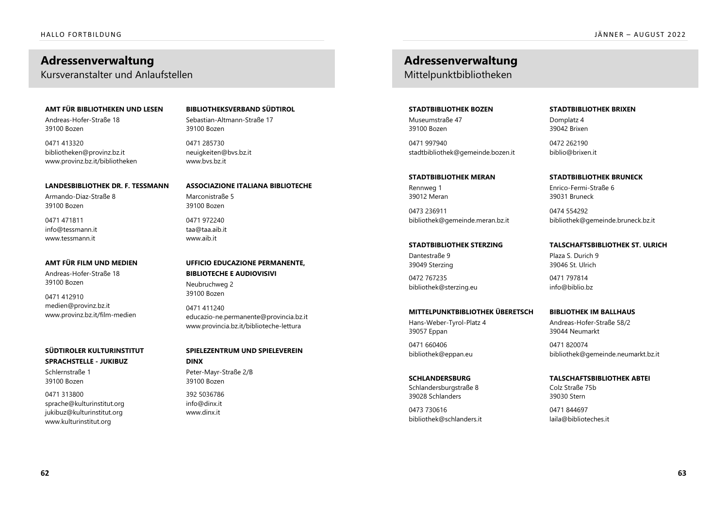## Adressenverwaltung
Kursveranstalter und Anlaufstellen

**AMT FÜR BIBLIOTHEKEN UND LESEN**
Andreas-Hofer-Straße 18
39100 Bozen

0471 413320
bibliotheken@provinz.bz.it
www.provinz.bz.it/bibliotheken

**LANDESBIBLIOTHEK DR. F. TESSMANN**
Armando-Diaz-Straße 8
39100 Bozen

0471 471811
info@tessmann.it
www.tessmann.it

**AMT FÜR FILM UND MEDIEN**
Andreas-Hofer-Straße 18
39100 Bozen

0471 412910
medien@provinz.bz.it
www.provinz.bz.it/film-medien

**SÜDTIROLER KULTURINSTITUT SPRACHSTELLE - JUKIBUZ**
Schlernstraße 1
39100 Bozen

0471 313800
sprache@kulturinstitut.org
jukibuz@kulturinstitut.org
www.kulturinstitut.org

**BIBLIOTHEKSVERBAND SÜDTIROL**
Sebastian-Altmann-Straße 17
39100 Bozen

0471 285730
neuigkeiten@bvs.bz.it
www.bvs.bz.it

**ASSOCIAZIONE ITALIANA BIBLIOTECHE**
Marconistraße 5
39100 Bozen

0471 972240
taa@taa.aib.it
www.aib.it

**UFFICIO EDUCAZIONE PERMANENTE, BIBLIOTECHE E AUDIOVISIVI**
Neubruchweg 2
39100 Bozen

0471 411240
educazio-ne.permanente@provincia.bz.it
www.provincia.bz.it/biblioteche-lettura

**SPIELEZENTRUM UND SPIELEVEREIN DINX**
Peter-Mayr-Straße 2/B
39100 Bozen

392 5036786
info@dinx.it
www.dinx.it

## Adressenverwaltung
Mittelpunktbibliotheken

**STADTBIBLIOTHEK BOZEN**
Museumstraße 47
39100 Bozen

0471 997940
stadtbibliothek@gemeinde.bozen.it

**STADTBIBLIOTHEK MERAN**
Rennweg 1
39012 Meran

0473 236911
bibliothek@gemeinde.meran.bz.it

**STADTBIBLIOTHEK STERZING**
Dantestraße 9
39049 Sterzing

0472 767235
bibliothek@sterzing.eu

**MITTELPUNKTBIBLIOTHEK ÜBERETSCH**
Hans-Weber-Tyrol-Platz 4
39057 Eppan

0471 660406
bibliothek@eppan.eu

**SCHLANDERSBURG**
Schlandersburgstraße 8
39028 Schlanders

0473 730616
bibliothek@schlanders.it

**STADTBIBLIOTHEK BRIXEN**
Domplatz 4
39042 Brixen

0472 262190
biblio@brixen.it

**STADTBIBLIOTHEK BRUNECK**
Enrico-Fermi-Straße 6
39031 Bruneck

0474 554292
bibliothek@gemeinde.bruneck.bz.it

**TALSCHAFTSBIBLIOTHEK ST. ULRICH**
Plaza S. Durich 9
39046 St. Ulrich

0471 797814
info@biblio.bz

**BIBLIOTHEK IM BALLHAUS**
Andreas-Hofer-Straße 58/2
39044 Neumarkt

0471 820074
bibliothek@gemeinde.neumarkt.bz.it

**TALSCHAFTSBIBLIOTHEK ABTEI**
Colz Straße 75b
39030 Stern

0471 844697
laila@biblioteches.it